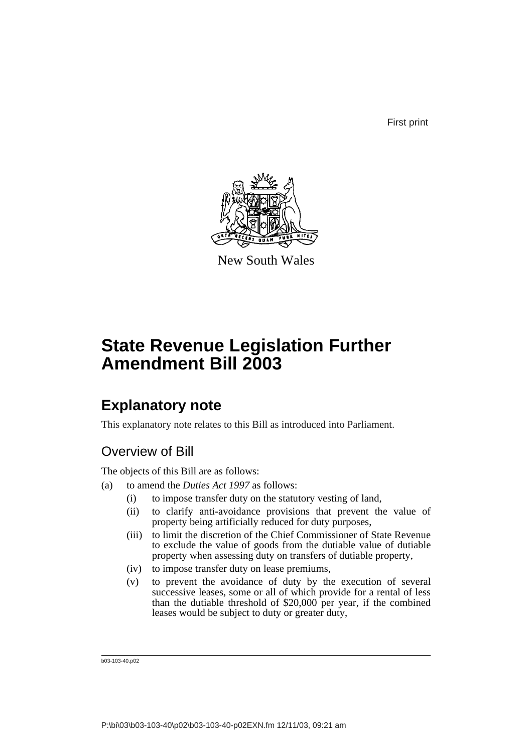First print

New South Wales

# State Revenue Legislation Further Amendment Bill 2003

## Explanatory note

This explanatory note relates to this Bill as introduced into Parliament.

### Overview of Bill

The objects of this Bill are as follows:

(a) to amend the *Duties Act 1997* as follows:

  (i) to impose transfer duty on the statutory vesting of land,

  (ii) to clarify anti-avoidance provisions that prevent the value of property being artificially reduced for duty purposes,

  (iii) to limit the discretion of the Chief Commissioner of State Revenue to exclude the value of goods from the dutiable value of dutiable property when assessing duty on transfers of dutiable property,

  (iv) to impose transfer duty on lease premiums,

  (v) to prevent the avoidance of duty by the execution of several successive leases, some or all of which provide for a rental of less than the dutiable threshold of $20,000 per year, if the combined leases would be subject to duty or greater duty,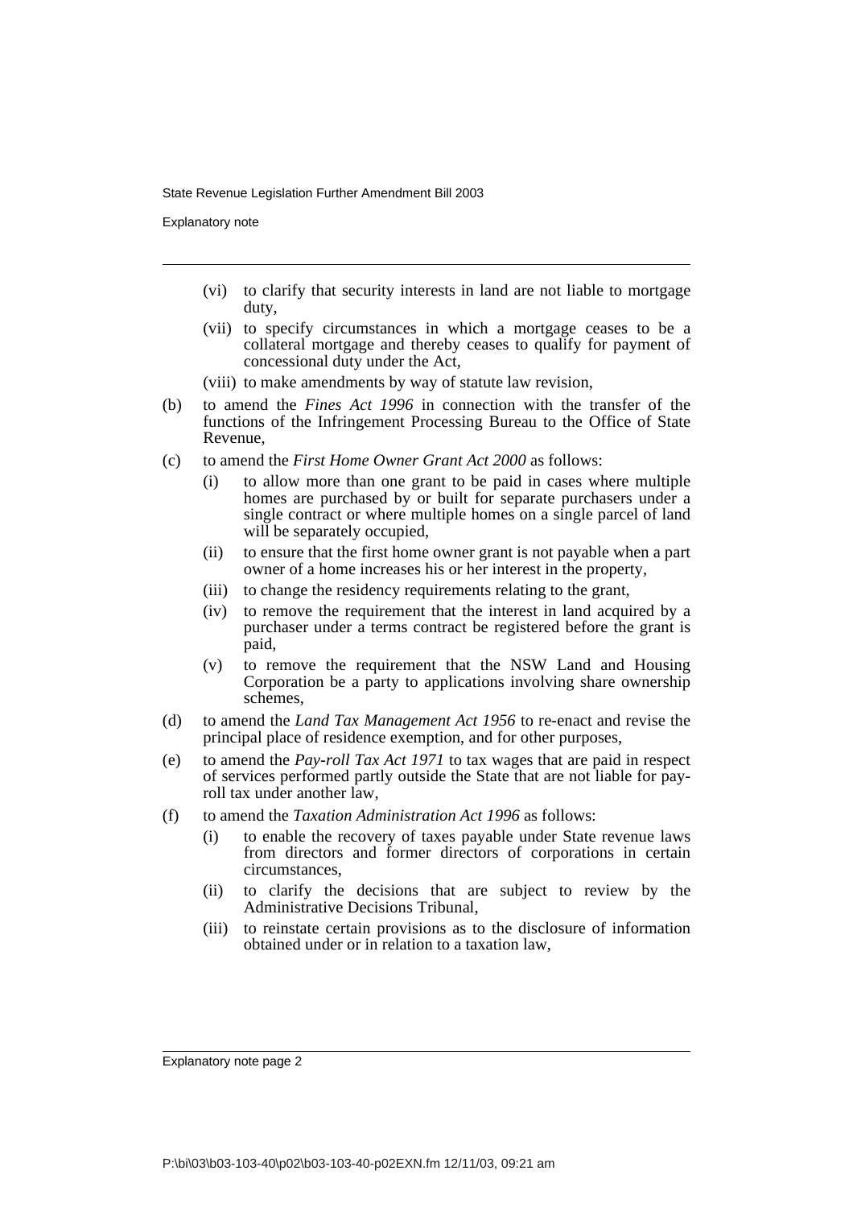- (vi) to clarify that security interests in land are not liable to mortgage duty,
- (vii) to specify circumstances in which a mortgage ceases to be a collateral mortgage and thereby ceases to qualify for payment of concessional duty under the Act,
- (viii) to make amendments by way of statute law revision,

(b) to amend the *Fines Act 1996* in connection with the transfer of the functions of the Infringement Processing Bureau to the Office of State Revenue,

(c) to amend the *First Home Owner Grant Act 2000* as follows:

- (i) to allow more than one grant to be paid in cases where multiple homes are purchased by or built for separate purchasers under a single contract or where multiple homes on a single parcel of land will be separately occupied,
- (ii) to ensure that the first home owner grant is not payable when a part owner of a home increases his or her interest in the property,
- (iii) to change the residency requirements relating to the grant,
- (iv) to remove the requirement that the interest in land acquired by a purchaser under a terms contract be registered before the grant is paid,
- (v) to remove the requirement that the NSW Land and Housing Corporation be a party to applications involving share ownership schemes,

(d) to amend the *Land Tax Management Act 1956* to re-enact and revise the principal place of residence exemption, and for other purposes,

(e) to amend the *Pay-roll Tax Act 1971* to tax wages that are paid in respect of services performed partly outside the State that are not liable for pay-roll tax under another law,

(f) to amend the *Taxation Administration Act 1996* as follows:

- (i) to enable the recovery of taxes payable under State revenue laws from directors and former directors of corporations in certain circumstances,
- (ii) to clarify the decisions that are subject to review by the Administrative Decisions Tribunal,
- (iii) to reinstate certain provisions as to the disclosure of information obtained under or in relation to a taxation law,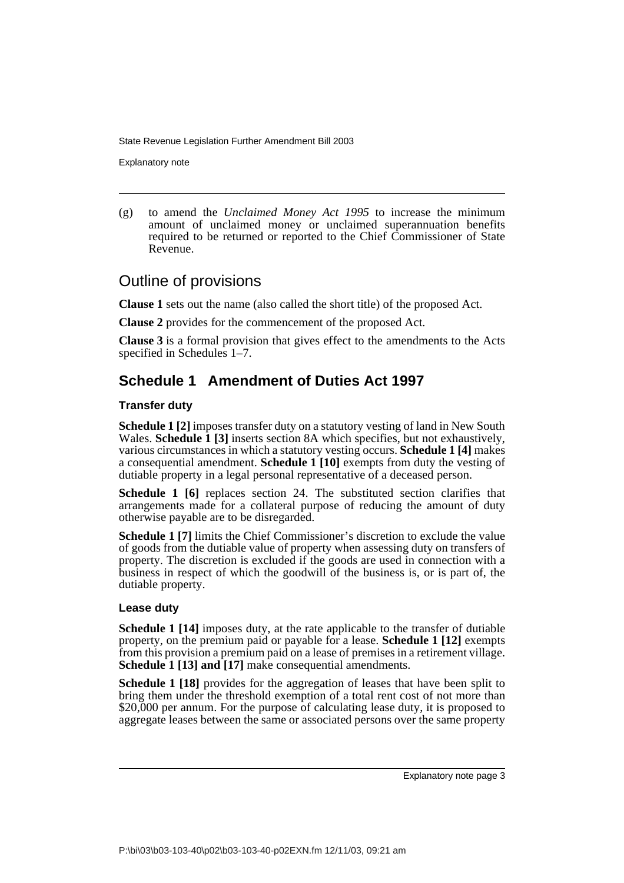(g) to amend the *Unclaimed Money Act 1995* to increase the minimum amount of unclaimed money or unclaimed superannuation benefits required to be returned or reported to the Chief Commissioner of State Revenue.

## Outline of provisions

**Clause 1** sets out the name (also called the short title) of the proposed Act.

**Clause 2** provides for the commencement of the proposed Act.

**Clause 3** is a formal provision that gives effect to the amendments to the Acts specified in Schedules 1–7.

## Schedule 1 Amendment of Duties Act 1997

### Transfer duty

**Schedule 1 [2]** imposes transfer duty on a statutory vesting of land in New South Wales. **Schedule 1 [3]** inserts section 8A which specifies, but not exhaustively, various circumstances in which a statutory vesting occurs. **Schedule 1 [4]** makes a consequential amendment. **Schedule 1 [10]** exempts from duty the vesting of dutiable property in a legal personal representative of a deceased person.

**Schedule 1 [6]** replaces section 24. The substituted section clarifies that arrangements made for a collateral purpose of reducing the amount of duty otherwise payable are to be disregarded.

**Schedule 1 [7]** limits the Chief Commissioner's discretion to exclude the value of goods from the dutiable value of property when assessing duty on transfers of property. The discretion is excluded if the goods are used in connection with a business in respect of which the goodwill of the business is, or is part of, the dutiable property.

### Lease duty

**Schedule 1 [14]** imposes duty, at the rate applicable to the transfer of dutiable property, on the premium paid or payable for a lease. **Schedule 1 [12]** exempts from this provision a premium paid on a lease of premises in a retirement village. **Schedule 1 [13] and [17]** make consequential amendments.

**Schedule 1 [18]** provides for the aggregation of leases that have been split to bring them under the threshold exemption of a total rent cost of not more than $20,000 per annum. For the purpose of calculating lease duty, it is proposed to aggregate leases between the same or associated persons over the same property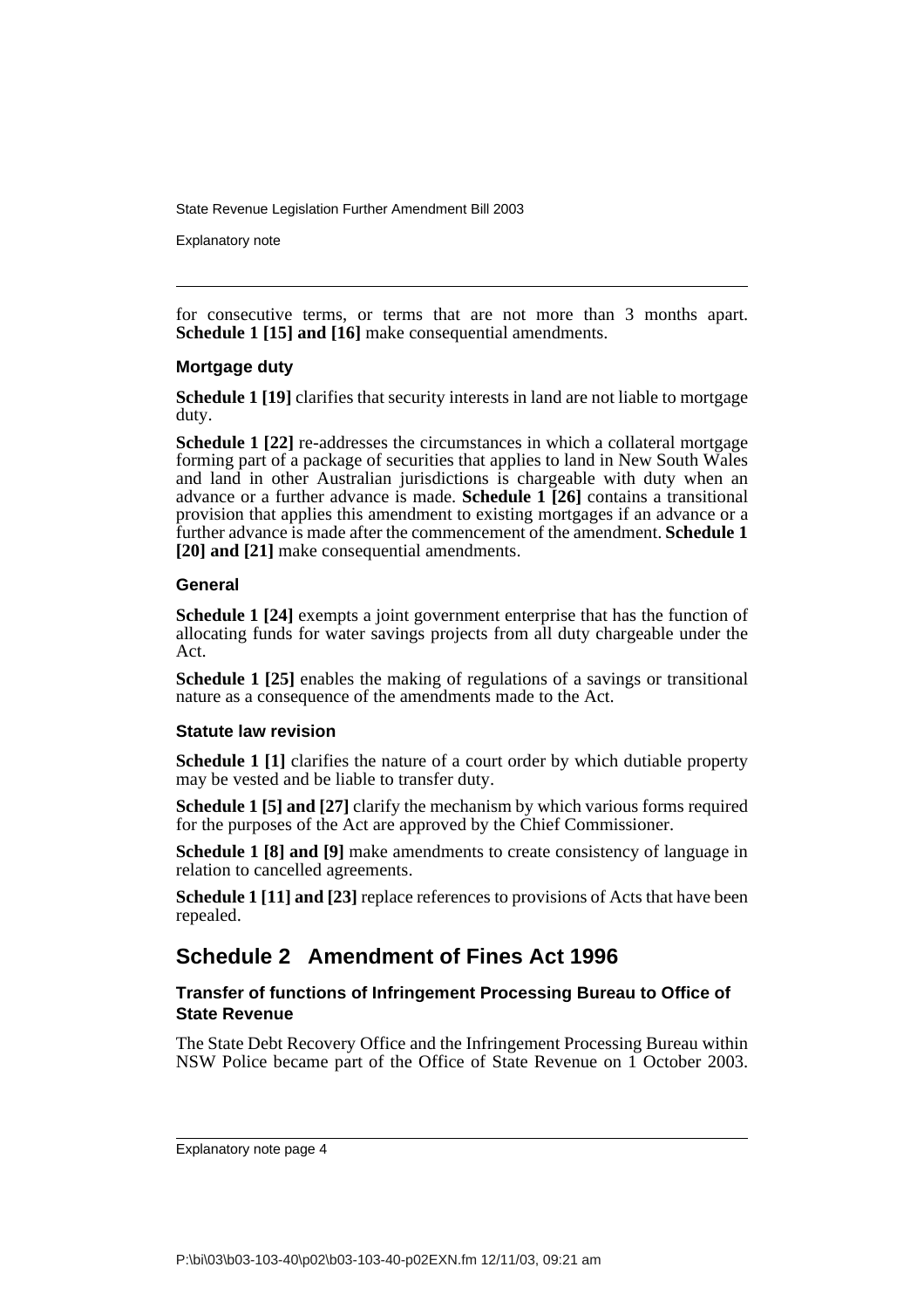for consecutive terms, or terms that are not more than 3 months apart. **Schedule 1 [15] and [16]** make consequential amendments.

### Mortgage duty

**Schedule 1 [19]** clarifies that security interests in land are not liable to mortgage duty.

**Schedule 1 [22]** re-addresses the circumstances in which a collateral mortgage forming part of a package of securities that applies to land in New South Wales and land in other Australian jurisdictions is chargeable with duty when an advance or a further advance is made. **Schedule 1 [26]** contains a transitional provision that applies this amendment to existing mortgages if an advance or a further advance is made after the commencement of the amendment. **Schedule 1 [20] and [21]** make consequential amendments.

### General

**Schedule 1 [24]** exempts a joint government enterprise that has the function of allocating funds for water savings projects from all duty chargeable under the Act.

**Schedule 1 [25]** enables the making of regulations of a savings or transitional nature as a consequence of the amendments made to the Act.

### Statute law revision

**Schedule 1 [1]** clarifies the nature of a court order by which dutiable property may be vested and be liable to transfer duty.

**Schedule 1 [5] and [27]** clarify the mechanism by which various forms required for the purposes of the Act are approved by the Chief Commissioner.

**Schedule 1 [8] and [9]** make amendments to create consistency of language in relation to cancelled agreements.

**Schedule 1 [11] and [23]** replace references to provisions of Acts that have been repealed.

## Schedule 2 Amendment of Fines Act 1996

### Transfer of functions of Infringement Processing Bureau to Office of State Revenue

The State Debt Recovery Office and the Infringement Processing Bureau within NSW Police became part of the Office of State Revenue on 1 October 2003.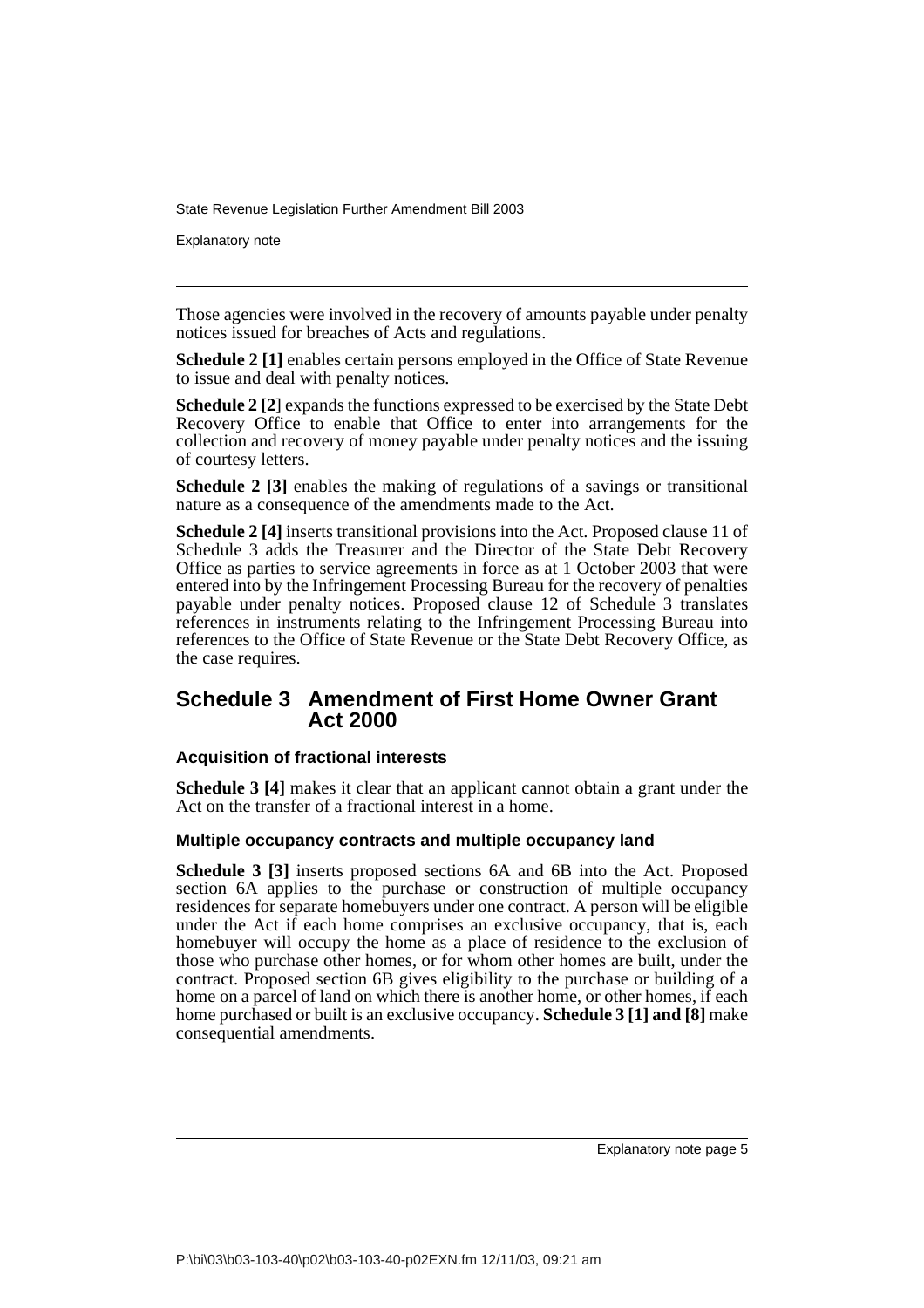Those agencies were involved in the recovery of amounts payable under penalty notices issued for breaches of Acts and regulations.

**Schedule 2 [1]** enables certain persons employed in the Office of State Revenue to issue and deal with penalty notices.

**Schedule 2 [2]** expands the functions expressed to be exercised by the State Debt Recovery Office to enable that Office to enter into arrangements for the collection and recovery of money payable under penalty notices and the issuing of courtesy letters.

**Schedule 2 [3]** enables the making of regulations of a savings or transitional nature as a consequence of the amendments made to the Act.

**Schedule 2 [4]** inserts transitional provisions into the Act. Proposed clause 11 of Schedule 3 adds the Treasurer and the Director of the State Debt Recovery Office as parties to service agreements in force as at 1 October 2003 that were entered into by the Infringement Processing Bureau for the recovery of penalties payable under penalty notices. Proposed clause 12 of Schedule 3 translates references in instruments relating to the Infringement Processing Bureau into references to the Office of State Revenue or the State Debt Recovery Office, as the case requires.

## Schedule 3 Amendment of First Home Owner Grant Act 2000

### Acquisition of fractional interests

**Schedule 3 [4]** makes it clear that an applicant cannot obtain a grant under the Act on the transfer of a fractional interest in a home.

### Multiple occupancy contracts and multiple occupancy land

**Schedule 3 [3]** inserts proposed sections 6A and 6B into the Act. Proposed section 6A applies to the purchase or construction of multiple occupancy residences for separate homebuyers under one contract. A person will be eligible under the Act if each home comprises an exclusive occupancy, that is, each homebuyer will occupy the home as a place of residence to the exclusion of those who purchase other homes, or for whom other homes are built, under the contract. Proposed section 6B gives eligibility to the purchase or building of a home on a parcel of land on which there is another home, or other homes, if each home purchased or built is an exclusive occupancy. **Schedule 3 [1] and [8]** make consequential amendments.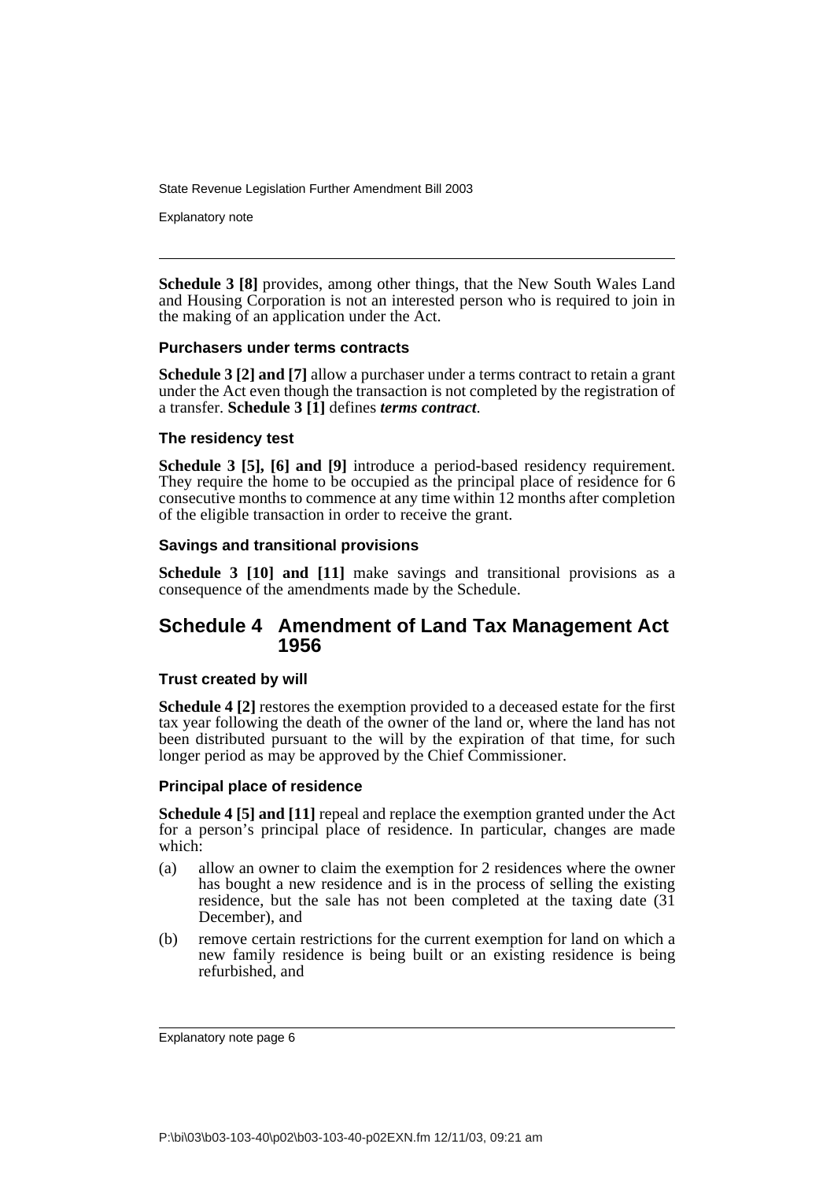**Schedule 3 [8]** provides, among other things, that the New South Wales Land and Housing Corporation is not an interested person who is required to join in the making of an application under the Act.

### Purchasers under terms contracts

**Schedule 3 [2] and [7]** allow a purchaser under a terms contract to retain a grant under the Act even though the transaction is not completed by the registration of a transfer. **Schedule 3 [1]** defines ***terms contract***.

### The residency test

**Schedule 3 [5], [6] and [9]** introduce a period-based residency requirement. They require the home to be occupied as the principal place of residence for 6 consecutive months to commence at any time within 12 months after completion of the eligible transaction in order to receive the grant.

### Savings and transitional provisions

**Schedule 3 [10] and [11]** make savings and transitional provisions as a consequence of the amendments made by the Schedule.

## Schedule 4 Amendment of Land Tax Management Act 1956

### Trust created by will

**Schedule 4 [2]** restores the exemption provided to a deceased estate for the first tax year following the death of the owner of the land or, where the land has not been distributed pursuant to the will by the expiration of that time, for such longer period as may be approved by the Chief Commissioner.

### Principal place of residence

**Schedule 4 [5] and [11]** repeal and replace the exemption granted under the Act for a person's principal place of residence. In particular, changes are made which:

(a) allow an owner to claim the exemption for 2 residences where the owner has bought a new residence and is in the process of selling the existing residence, but the sale has not been completed at the taxing date (31 December), and

(b) remove certain restrictions for the current exemption for land on which a new family residence is being built or an existing residence is being refurbished, and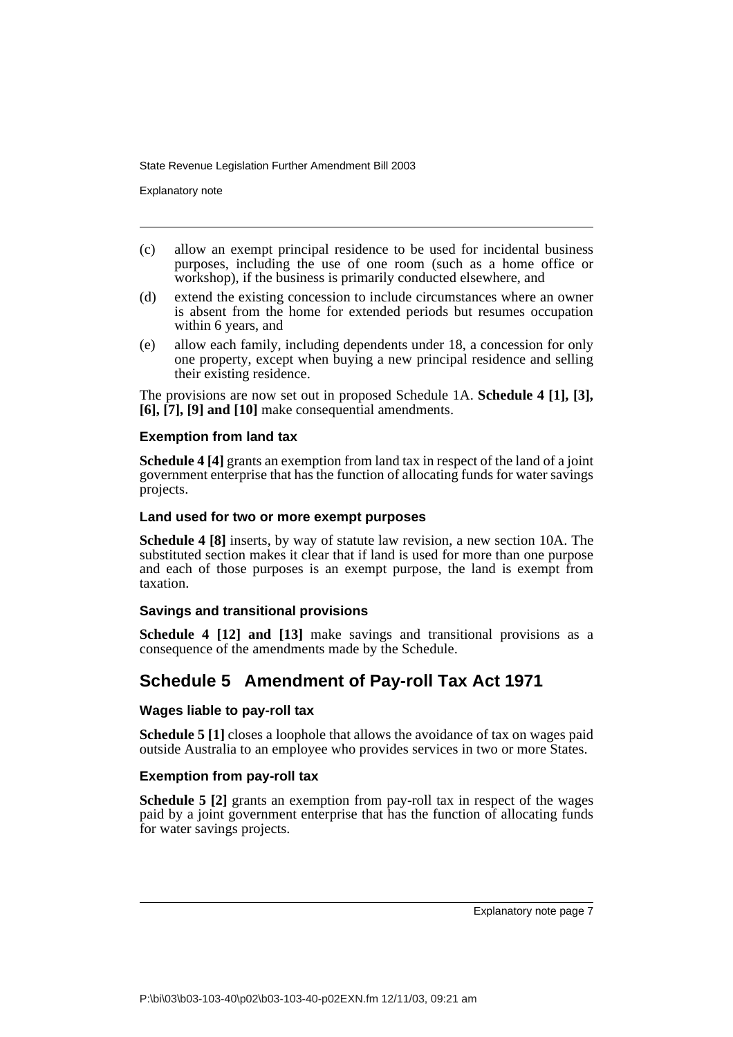(c) allow an exempt principal residence to be used for incidental business purposes, including the use of one room (such as a home office or workshop), if the business is primarily conducted elsewhere, and

(d) extend the existing concession to include circumstances where an owner is absent from the home for extended periods but resumes occupation within 6 years, and

(e) allow each family, including dependents under 18, a concession for only one property, except when buying a new principal residence and selling their existing residence.

The provisions are now set out in proposed Schedule 1A. **Schedule 4 [1], [3], [6], [7], [9] and [10]** make consequential amendments.

### Exemption from land tax

**Schedule 4 [4]** grants an exemption from land tax in respect of the land of a joint government enterprise that has the function of allocating funds for water savings projects.

### Land used for two or more exempt purposes

**Schedule 4 [8]** inserts, by way of statute law revision, a new section 10A. The substituted section makes it clear that if land is used for more than one purpose and each of those purposes is an exempt purpose, the land is exempt from taxation.

### Savings and transitional provisions

**Schedule 4 [12] and [13]** make savings and transitional provisions as a consequence of the amendments made by the Schedule.

## Schedule 5 Amendment of Pay-roll Tax Act 1971

### Wages liable to pay-roll tax

**Schedule 5 [1]** closes a loophole that allows the avoidance of tax on wages paid outside Australia to an employee who provides services in two or more States.

### Exemption from pay-roll tax

**Schedule 5 [2]** grants an exemption from pay-roll tax in respect of the wages paid by a joint government enterprise that has the function of allocating funds for water savings projects.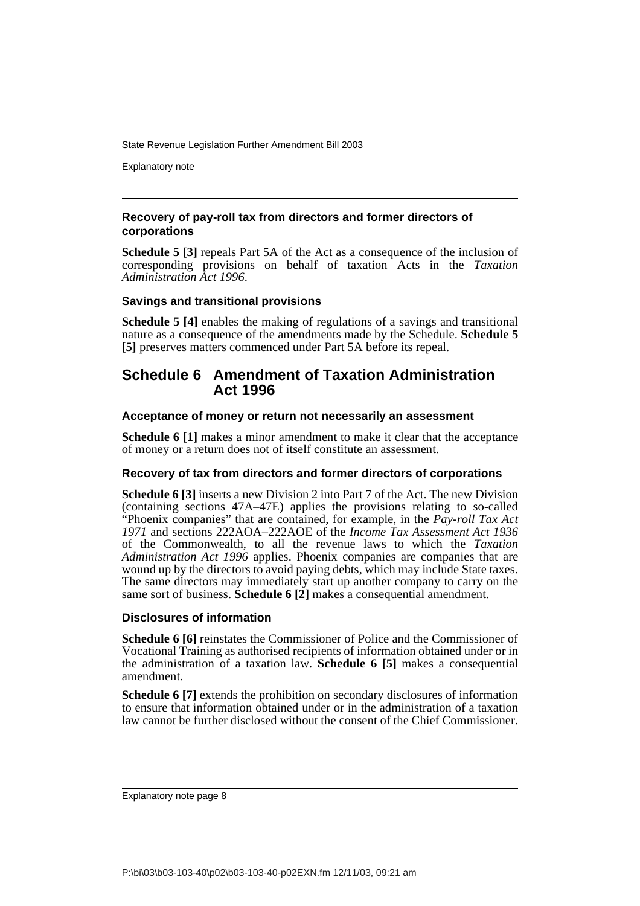### Recovery of pay-roll tax from directors and former directors of corporations

**Schedule 5 [3]** repeals Part 5A of the Act as a consequence of the inclusion of corresponding provisions on behalf of taxation Acts in the *Taxation Administration Act 1996*.

### Savings and transitional provisions

**Schedule 5 [4]** enables the making of regulations of a savings and transitional nature as a consequence of the amendments made by the Schedule. **Schedule 5 [5]** preserves matters commenced under Part 5A before its repeal.

## Schedule 6 Amendment of Taxation Administration Act 1996

### Acceptance of money or return not necessarily an assessment

**Schedule 6 [1]** makes a minor amendment to make it clear that the acceptance of money or a return does not of itself constitute an assessment.

### Recovery of tax from directors and former directors of corporations

**Schedule 6 [3]** inserts a new Division 2 into Part 7 of the Act. The new Division (containing sections 47A–47E) applies the provisions relating to so-called "Phoenix companies" that are contained, for example, in the *Pay-roll Tax Act 1971* and sections 222AOA–222AOE of the *Income Tax Assessment Act 1936* of the Commonwealth, to all the revenue laws to which the *Taxation Administration Act 1996* applies. Phoenix companies are companies that are wound up by the directors to avoid paying debts, which may include State taxes. The same directors may immediately start up another company to carry on the same sort of business. **Schedule 6 [2]** makes a consequential amendment.

### Disclosures of information

**Schedule 6 [6]** reinstates the Commissioner of Police and the Commissioner of Vocational Training as authorised recipients of information obtained under or in the administration of a taxation law. **Schedule 6 [5]** makes a consequential amendment.

**Schedule 6 [7]** extends the prohibition on secondary disclosures of information to ensure that information obtained under or in the administration of a taxation law cannot be further disclosed without the consent of the Chief Commissioner.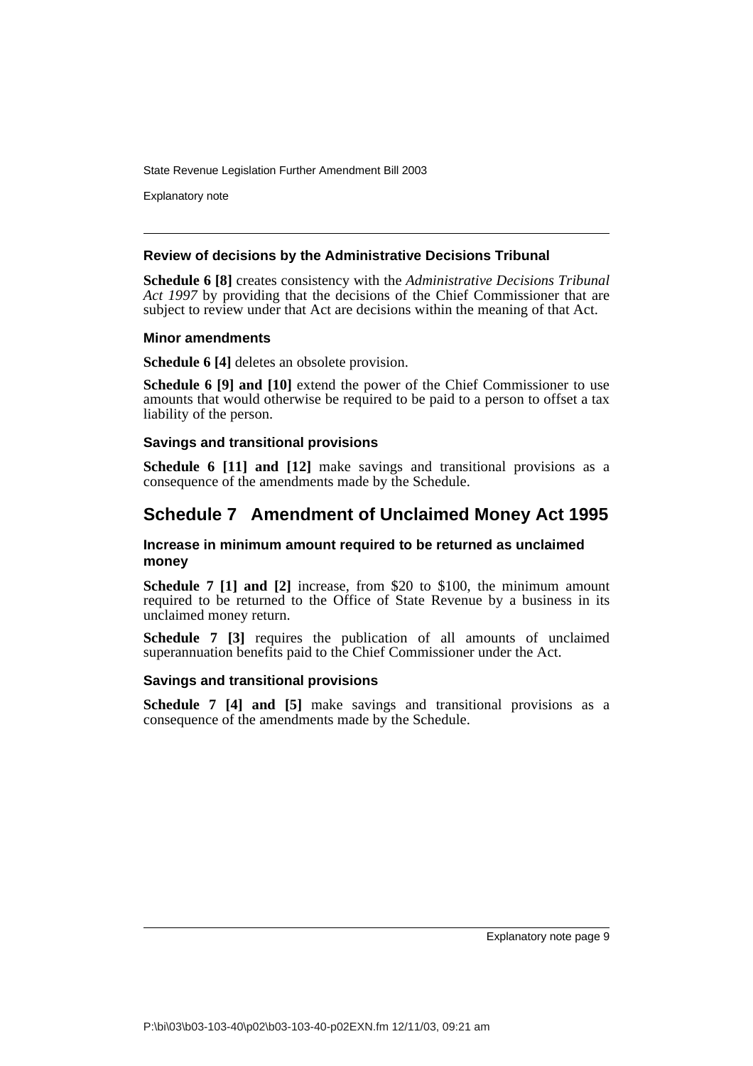### Review of decisions by the Administrative Decisions Tribunal

**Schedule 6 [8]** creates consistency with the *Administrative Decisions Tribunal Act 1997* by providing that the decisions of the Chief Commissioner that are subject to review under that Act are decisions within the meaning of that Act.

### Minor amendments

**Schedule 6 [4]** deletes an obsolete provision.

**Schedule 6 [9] and [10]** extend the power of the Chief Commissioner to use amounts that would otherwise be required to be paid to a person to offset a tax liability of the person.

### Savings and transitional provisions

**Schedule 6 [11] and [12]** make savings and transitional provisions as a consequence of the amendments made by the Schedule.

## Schedule 7 Amendment of Unclaimed Money Act 1995

### Increase in minimum amount required to be returned as unclaimed money

**Schedule 7 [1] and [2]** increase, from $20 to $100, the minimum amount required to be returned to the Office of State Revenue by a business in its unclaimed money return.

**Schedule 7 [3]** requires the publication of all amounts of unclaimed superannuation benefits paid to the Chief Commissioner under the Act.

### Savings and transitional provisions

**Schedule 7 [4] and [5]** make savings and transitional provisions as a consequence of the amendments made by the Schedule.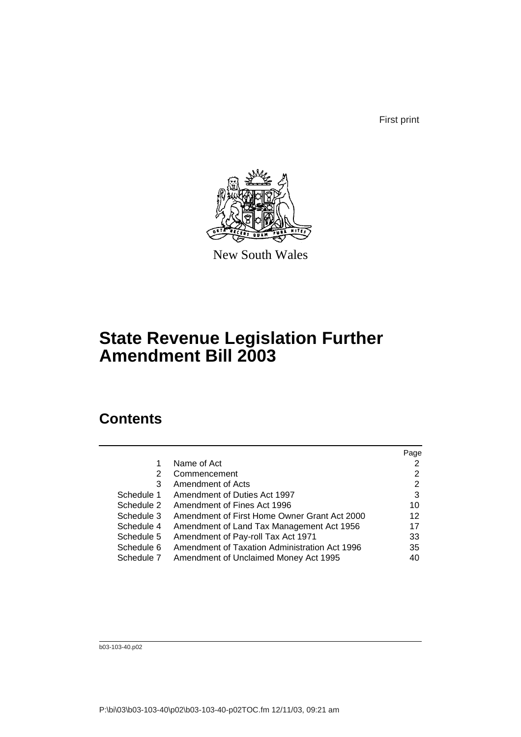First print

New South Wales

# State Revenue Legislation Further Amendment Bill 2003

## Contents

| | | Page |
|---|---|---|
| 1 | Name of Act | 2 |
| 2 | Commencement | 2 |
| 3 | Amendment of Acts | 2 |
| Schedule 1 | Amendment of Duties Act 1997 | 3 |
| Schedule 2 | Amendment of Fines Act 1996 | 10 |
| Schedule 3 | Amendment of First Home Owner Grant Act 2000 | 12 |
| Schedule 4 | Amendment of Land Tax Management Act 1956 | 17 |
| Schedule 5 | Amendment of Pay-roll Tax Act 1971 | 33 |
| Schedule 6 | Amendment of Taxation Administration Act 1996 | 35 |
| Schedule 7 | Amendment of Unclaimed Money Act 1995 | 40 |

b03-103-40.p02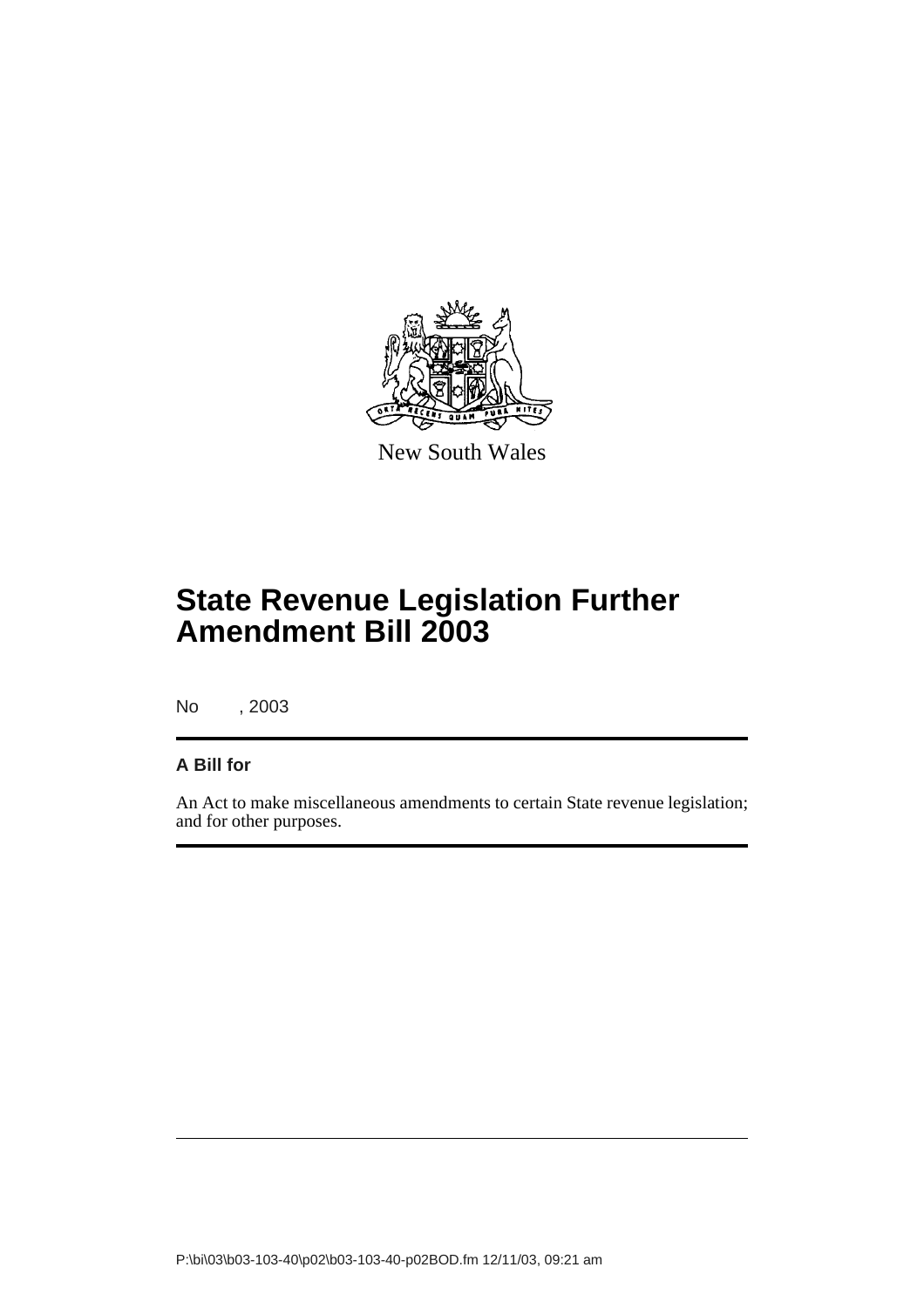New South Wales

# State Revenue Legislation Further Amendment Bill 2003

No , 2003

**A Bill for**

An Act to make miscellaneous amendments to certain State revenue legislation; and for other purposes.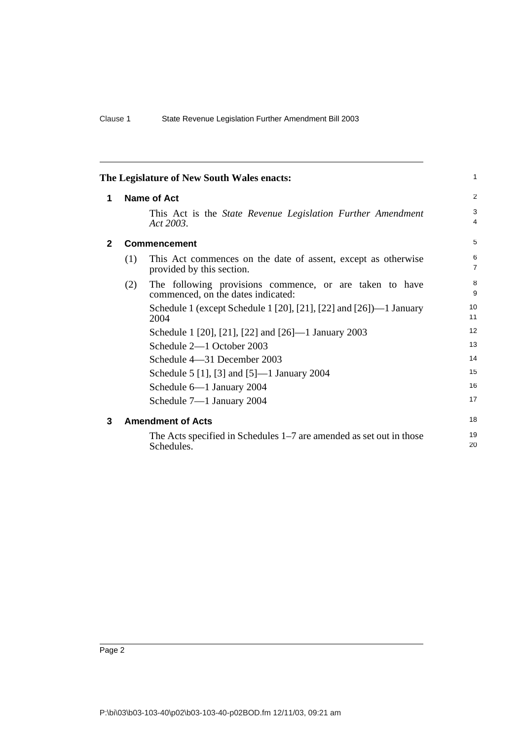**The Legislature of New South Wales enacts:**

## 1 Name of Act

This Act is the *State Revenue Legislation Further Amendment Act 2003*.

## 2 Commencement

(1) This Act commences on the date of assent, except as otherwise provided by this section.

(2) The following provisions commence, or are taken to have commenced, on the dates indicated:

Schedule 1 (except Schedule 1 [20], [21], [22] and [26])—1 January 2004

Schedule 1 [20], [21], [22] and [26]—1 January 2003

Schedule 2—1 October 2003

Schedule 4—31 December 2003

Schedule 5 [1], [3] and [5]—1 January 2004

Schedule 6—1 January 2004

Schedule 7—1 January 2004

## 3 Amendment of Acts

The Acts specified in Schedules 1–7 are amended as set out in those Schedules.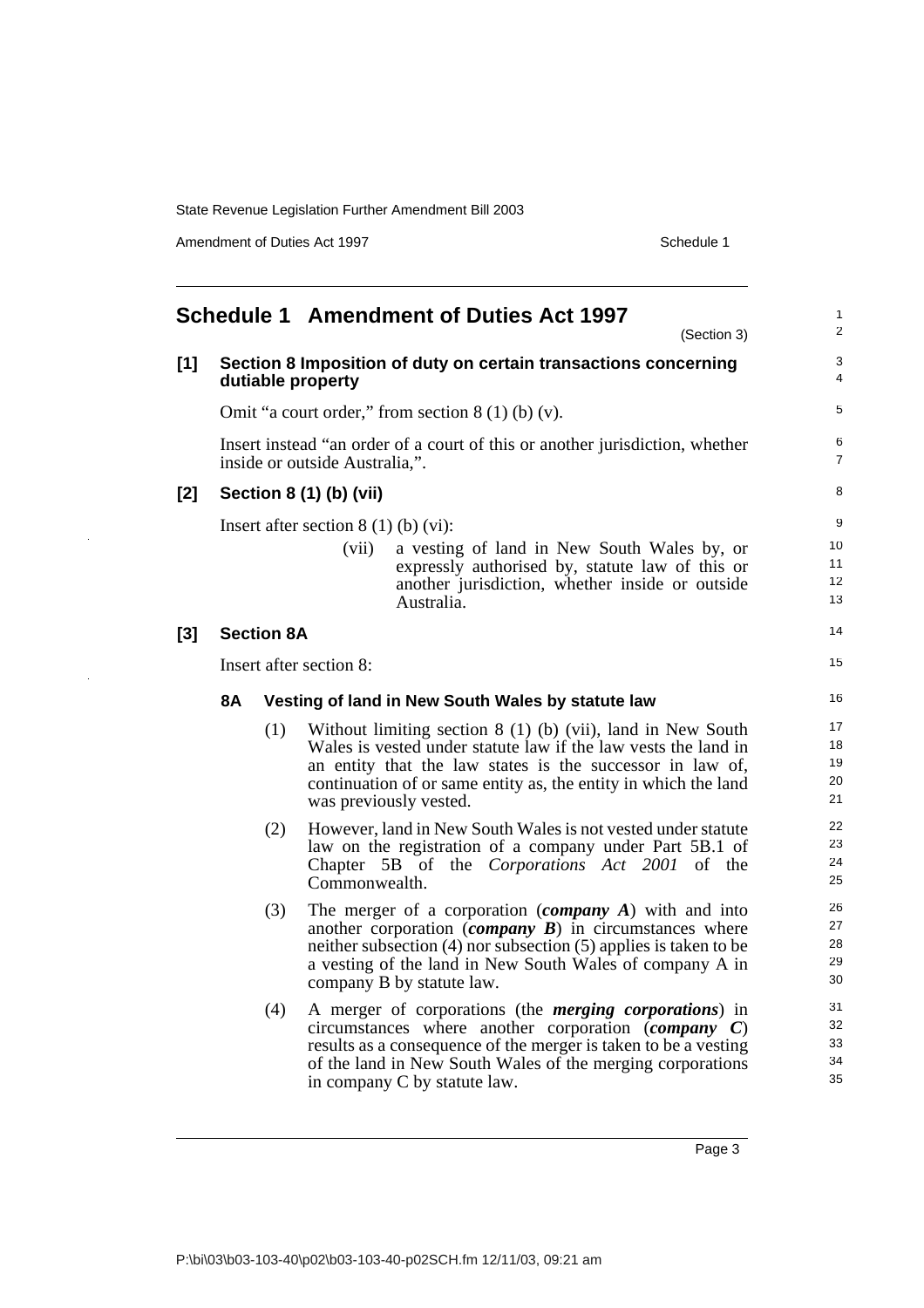# Schedule 1 Amendment of Duties Act 1997

(Section 3)

## [1] Section 8 Imposition of duty on certain transactions concerning dutiable property

Omit "a court order," from section 8 (1) (b) (v).

Insert instead "an order of a court of this or another jurisdiction, whether inside or outside Australia,".

## [2] Section 8 (1) (b) (vii)

Insert after section 8 (1) (b) (vi):

> (vii) a vesting of land in New South Wales by, or expressly authorised by, statute law of this or another jurisdiction, whether inside or outside Australia.

## [3] Section 8A

Insert after section 8:

### 8A Vesting of land in New South Wales by statute law

(1) Without limiting section 8 (1) (b) (vii), land in New South Wales is vested under statute law if the law vests the land in an entity that the law states is the successor in law of, continuation of or same entity as, the entity in which the land was previously vested.

(2) However, land in New South Wales is not vested under statute law on the registration of a company under Part 5B.1 of Chapter 5B of the *Corporations Act 2001* of the Commonwealth.

(3) The merger of a corporation (***company A***) with and into another corporation (***company B***) in circumstances where neither subsection (4) nor subsection (5) applies is taken to be a vesting of the land in New South Wales of company A in company B by statute law.

(4) A merger of corporations (the ***merging corporations***) in circumstances where another corporation (***company C***) results as a consequence of the merger is taken to be a vesting of the land in New South Wales of the merging corporations in company C by statute law.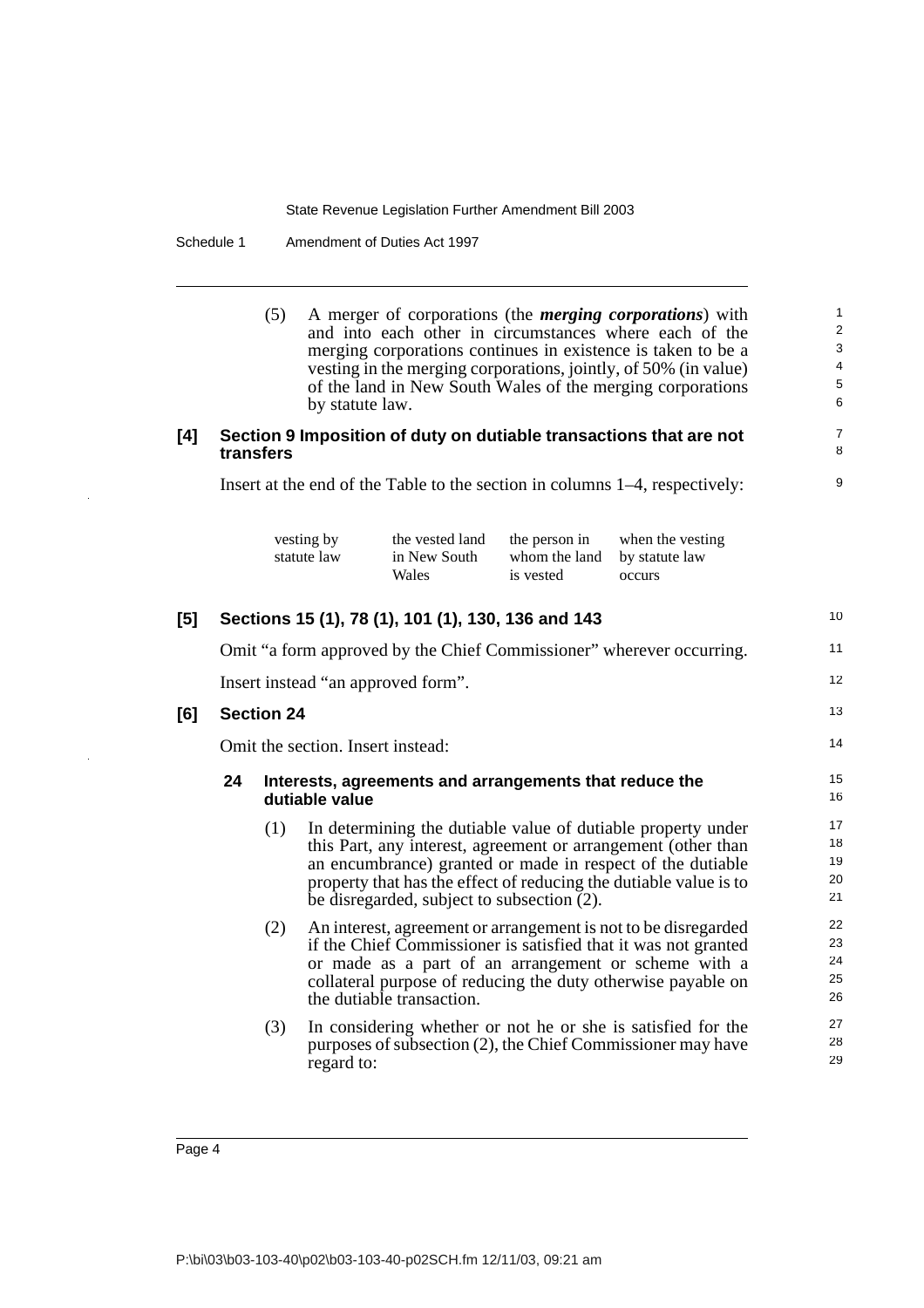(5) A merger of corporations (the ***merging corporations***) with and into each other in circumstances where each of the merging corporations continues in existence is taken to be a vesting in the merging corporations, jointly, of 50% (in value) of the land in New South Wales of the merging corporations by statute law.

**[4] Section 9 Imposition of duty on dutiable transactions that are not transfers**

Insert at the end of the Table to the section in columns 1–4, respectively:

| | | | |
|---|---|---|---|
| vesting by statute law | the vested land in New South Wales | the person in whom the land is vested | when the vesting by statute law occurs |

**[5] Sections 15 (1), 78 (1), 101 (1), 130, 136 and 143**

Omit "a form approved by the Chief Commissioner" wherever occurring.

Insert instead "an approved form".

**[6] Section 24**

Omit the section. Insert instead:

**24 Interests, agreements and arrangements that reduce the dutiable value**

(1) In determining the dutiable value of dutiable property under this Part, any interest, agreement or arrangement (other than an encumbrance) granted or made in respect of the dutiable property that has the effect of reducing the dutiable value is to be disregarded, subject to subsection (2).

(2) An interest, agreement or arrangement is not to be disregarded if the Chief Commissioner is satisfied that it was not granted or made as a part of an arrangement or scheme with a collateral purpose of reducing the duty otherwise payable on the dutiable transaction.

(3) In considering whether or not he or she is satisfied for the purposes of subsection (2), the Chief Commissioner may have regard to: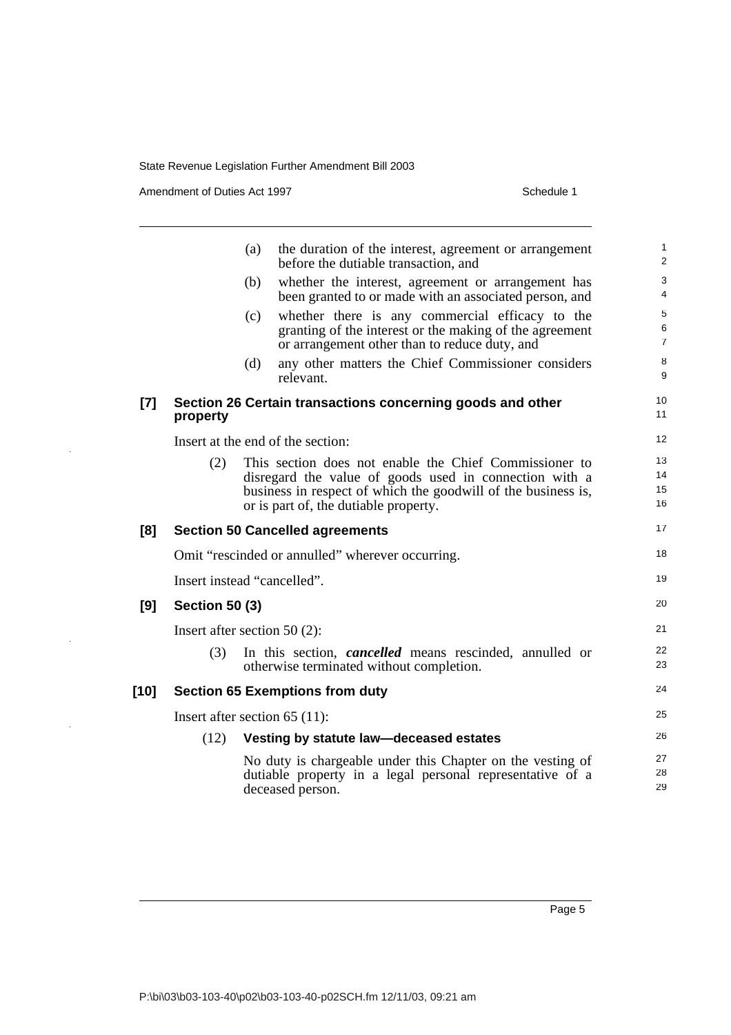(a) the duration of the interest, agreement or arrangement before the dutiable transaction, and

(b) whether the interest, agreement or arrangement has been granted to or made with an associated person, and

(c) whether there is any commercial efficacy to the granting of the interest or the making of the agreement or arrangement other than to reduce duty, and

(d) any other matters the Chief Commissioner considers relevant.

### [7] Section 26 Certain transactions concerning goods and other property

Insert at the end of the section:

(2) This section does not enable the Chief Commissioner to disregard the value of goods used in connection with a business in respect of which the goodwill of the business is, or is part of, the dutiable property.

### [8] Section 50 Cancelled agreements

Omit "rescinded or annulled" wherever occurring.

Insert instead "cancelled".

### [9] Section 50 (3)

Insert after section 50 (2):

(3) In this section, ***cancelled*** means rescinded, annulled or otherwise terminated without completion.

### [10] Section 65 Exemptions from duty

Insert after section 65 (11):

(12) **Vesting by statute law—deceased estates**

No duty is chargeable under this Chapter on the vesting of dutiable property in a legal personal representative of a deceased person.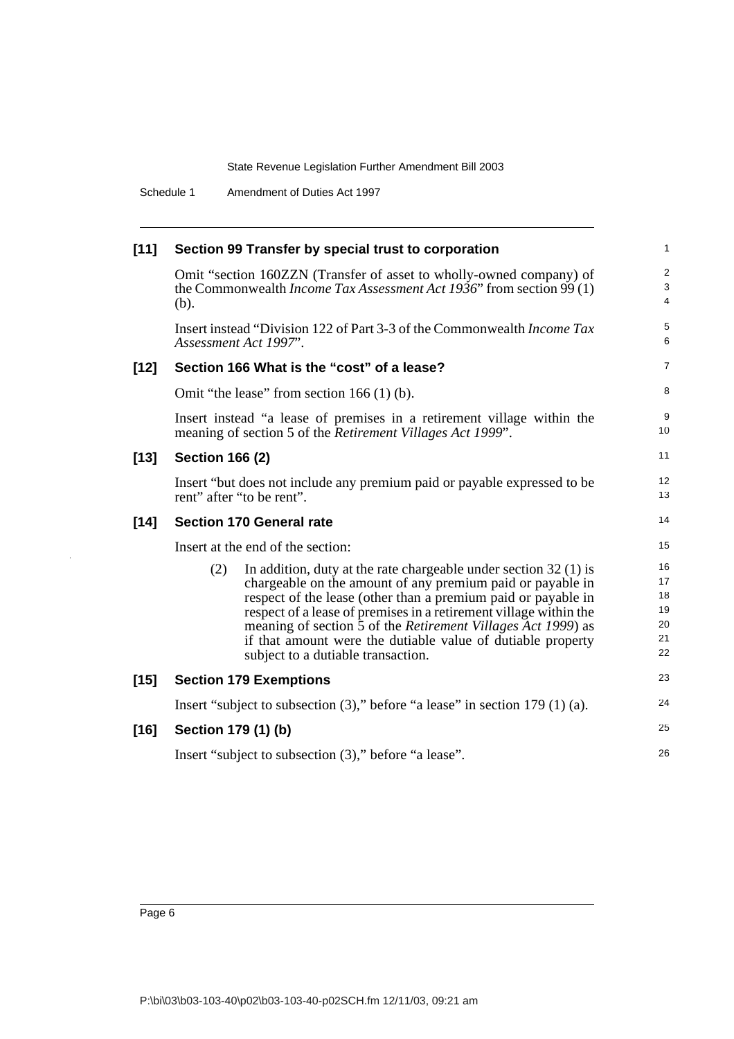## [11] Section 99 Transfer by special trust to corporation

Omit "section 160ZZN (Transfer of asset to wholly-owned company) of the Commonwealth *Income Tax Assessment Act 1936*" from section 99 (1) (b).

Insert instead "Division 122 of Part 3-3 of the Commonwealth *Income Tax Assessment Act 1997*".

## [12] Section 166 What is the "cost" of a lease?

Omit "the lease" from section 166 (1) (b).

Insert instead "a lease of premises in a retirement village within the meaning of section 5 of the *Retirement Villages Act 1999*".

## [13] Section 166 (2)

Insert "but does not include any premium paid or payable expressed to be rent" after "to be rent".

## [14] Section 170 General rate

Insert at the end of the section:

> (2) In addition, duty at the rate chargeable under section 32 (1) is chargeable on the amount of any premium paid or payable in respect of the lease (other than a premium paid or payable in respect of a lease of premises in a retirement village within the meaning of section 5 of the *Retirement Villages Act 1999*) as if that amount were the dutiable value of dutiable property subject to a dutiable transaction.

## [15] Section 179 Exemptions

Insert "subject to subsection (3)," before "a lease" in section 179 (1) (a).

## [16] Section 179 (1) (b)

Insert "subject to subsection (3)," before "a lease".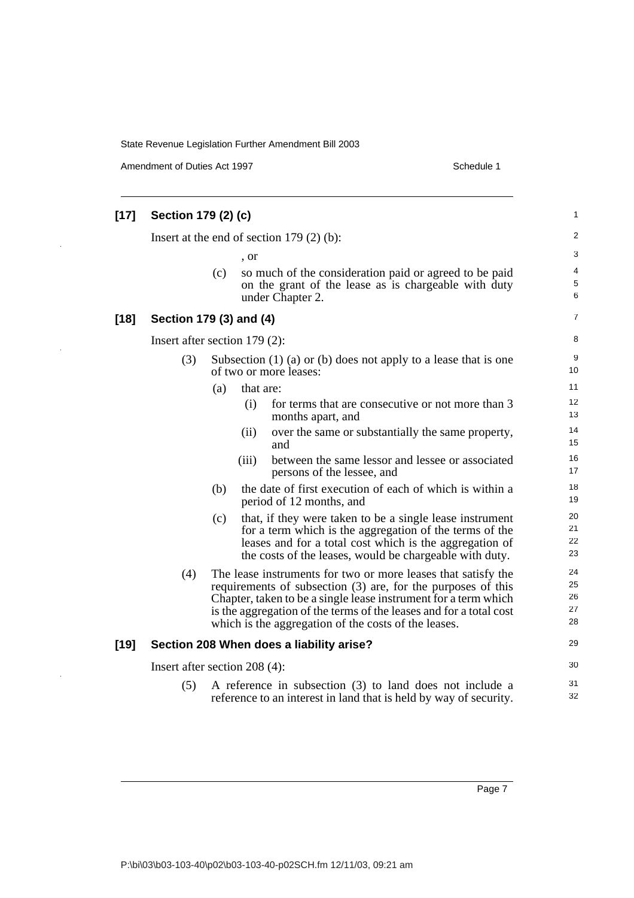## [17] Section 179 (2) (c)

Insert at the end of section 179 (2) (b):

, or

(c) so much of the consideration paid or agreed to be paid on the grant of the lease as is chargeable with duty under Chapter 2.

## [18] Section 179 (3) and (4)

Insert after section 179 (2):

(3) Subsection (1) (a) or (b) does not apply to a lease that is one of two or more leases:

(a) that are:

(i) for terms that are consecutive or not more than 3 months apart, and

(ii) over the same or substantially the same property, and

(iii) between the same lessor and lessee or associated persons of the lessee, and

(b) the date of first execution of each of which is within a period of 12 months, and

(c) that, if they were taken to be a single lease instrument for a term which is the aggregation of the terms of the leases and for a total cost which is the aggregation of the costs of the leases, would be chargeable with duty.

(4) The lease instruments for two or more leases that satisfy the requirements of subsection (3) are, for the purposes of this Chapter, taken to be a single lease instrument for a term which is the aggregation of the terms of the leases and for a total cost which is the aggregation of the costs of the leases.

## [19] Section 208 When does a liability arise?

Insert after section 208 (4):

(5) A reference in subsection (3) to land does not include a reference to an interest in land that is held by way of security.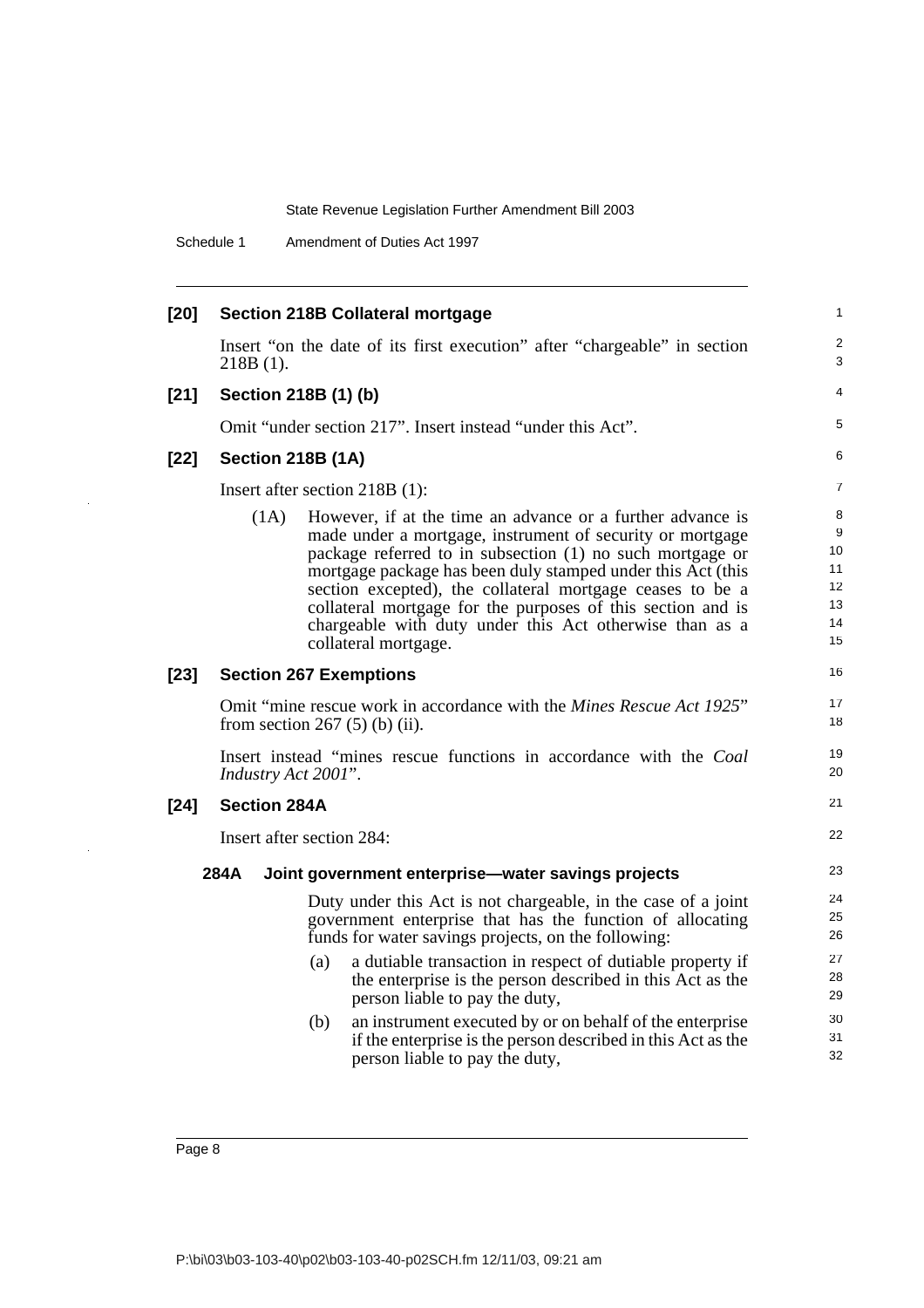### [20] Section 218B Collateral mortgage

Insert "on the date of its first execution" after "chargeable" in section 218B (1).

### [21] Section 218B (1) (b)

Omit "under section 217". Insert instead "under this Act".

### [22] Section 218B (1A)

Insert after section 218B (1):

(1A) However, if at the time an advance or a further advance is made under a mortgage, instrument of security or mortgage package referred to in subsection (1) no such mortgage or mortgage package has been duly stamped under this Act (this section excepted), the collateral mortgage ceases to be a collateral mortgage for the purposes of this section and is chargeable with duty under this Act otherwise than as a collateral mortgage.

### [23] Section 267 Exemptions

Omit "mine rescue work in accordance with the *Mines Rescue Act 1925*" from section 267 (5) (b) (ii).

Insert instead "mines rescue functions in accordance with the *Coal Industry Act 2001*".

### [24] Section 284A

Insert after section 284:

#### 284A Joint government enterprise—water savings projects

Duty under this Act is not chargeable, in the case of a joint government enterprise that has the function of allocating funds for water savings projects, on the following:

(a) a dutiable transaction in respect of dutiable property if the enterprise is the person described in this Act as the person liable to pay the duty,

(b) an instrument executed by or on behalf of the enterprise if the enterprise is the person described in this Act as the person liable to pay the duty,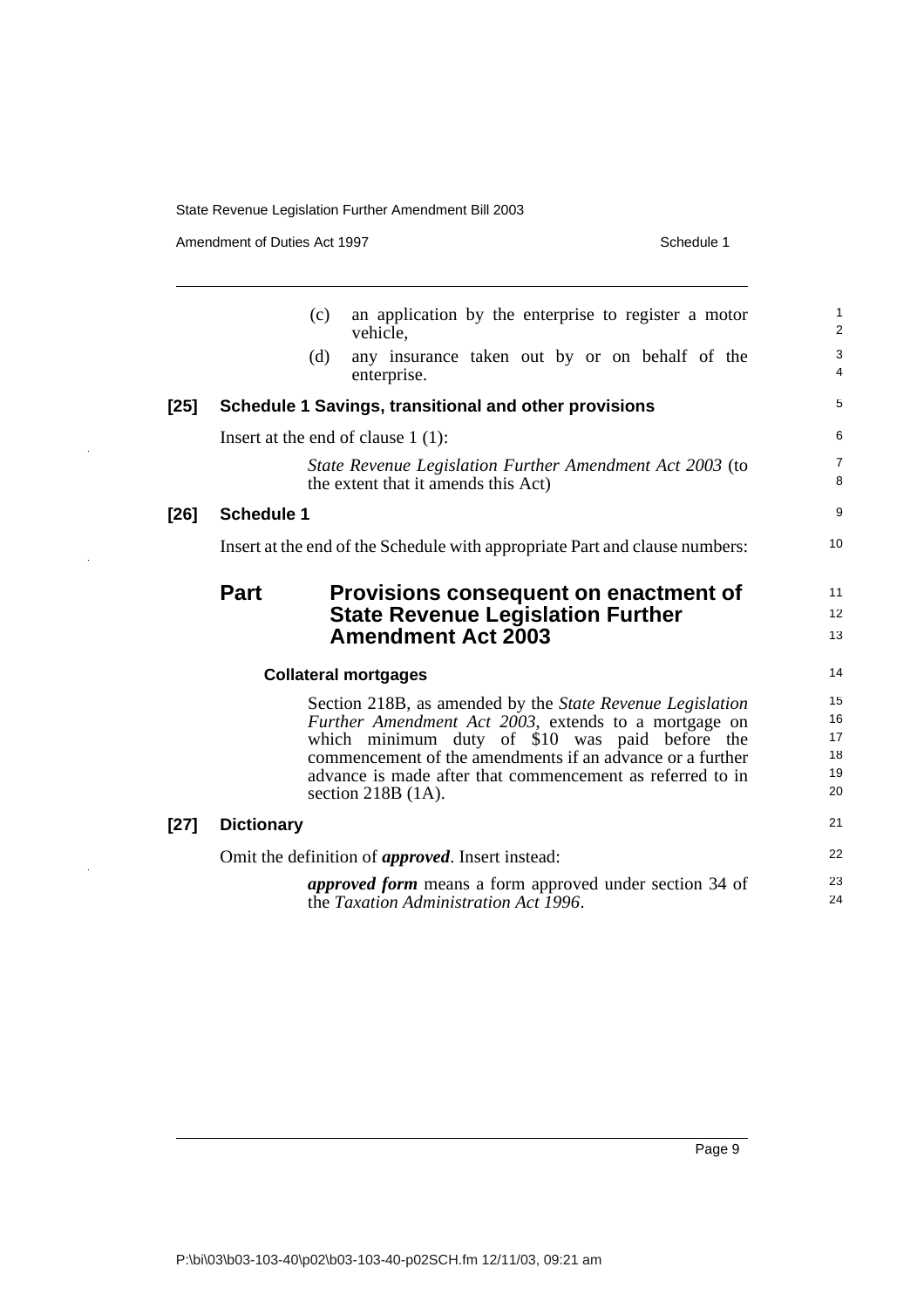(c) an application by the enterprise to register a motor vehicle,

(d) any insurance taken out by or on behalf of the enterprise.

**[25] Schedule 1 Savings, transitional and other provisions**

Insert at the end of clause 1 (1):

*State Revenue Legislation Further Amendment Act 2003* (to the extent that it amends this Act)

**[26] Schedule 1**

Insert at the end of the Schedule with appropriate Part and clause numbers:

## Part Provisions consequent on enactment of State Revenue Legislation Further Amendment Act 2003

**Collateral mortgages**

Section 218B, as amended by the *State Revenue Legislation Further Amendment Act 2003*, extends to a mortgage on which minimum duty of $10 was paid before the commencement of the amendments if an advance or a further advance is made after that commencement as referred to in section 218B (1A).

**[27] Dictionary**

Omit the definition of ***approved***. Insert instead:

***approved form*** means a form approved under section 34 of the *Taxation Administration Act 1996*.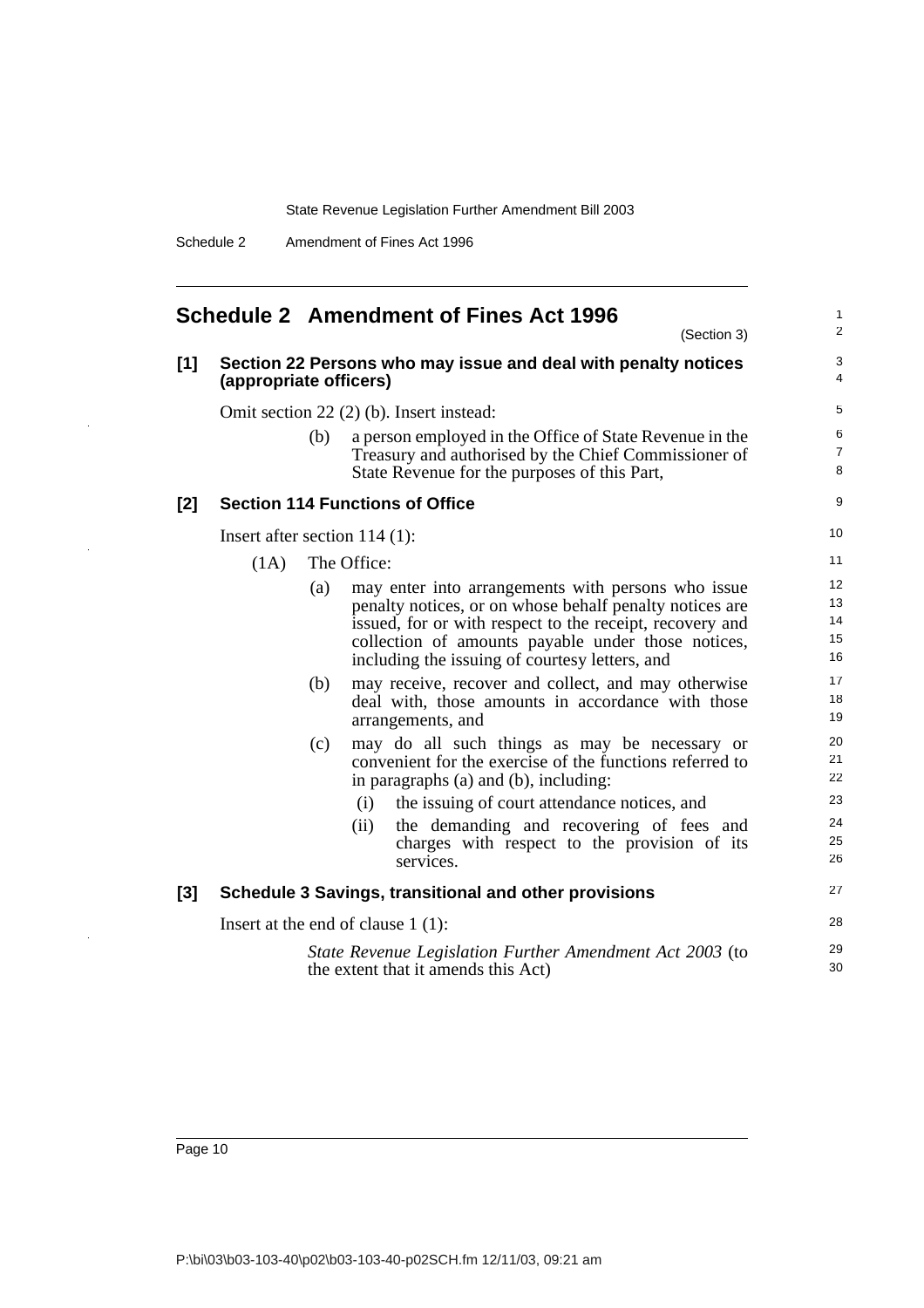## Schedule 2 Amendment of Fines Act 1996

(Section 3)

### [1] Section 22 Persons who may issue and deal with penalty notices (appropriate officers)

Omit section 22 (2) (b). Insert instead:

> (b) a person employed in the Office of State Revenue in the Treasury and authorised by the Chief Commissioner of State Revenue for the purposes of this Part,

### [2] Section 114 Functions of Office

Insert after section 114 (1):

> (1A) The Office:
>
> (a) may enter into arrangements with persons who issue penalty notices, or on whose behalf penalty notices are issued, for or with respect to the receipt, recovery and collection of amounts payable under those notices, including the issuing of courtesy letters, and
>
> (b) may receive, recover and collect, and may otherwise deal with, those amounts in accordance with those arrangements, and
>
> (c) may do all such things as may be necessary or convenient for the exercise of the functions referred to in paragraphs (a) and (b), including:
>
> (i) the issuing of court attendance notices, and
>
> (ii) the demanding and recovering of fees and charges with respect to the provision of its services.

### [3] Schedule 3 Savings, transitional and other provisions

Insert at the end of clause 1 (1):

> *State Revenue Legislation Further Amendment Act 2003* (to the extent that it amends this Act)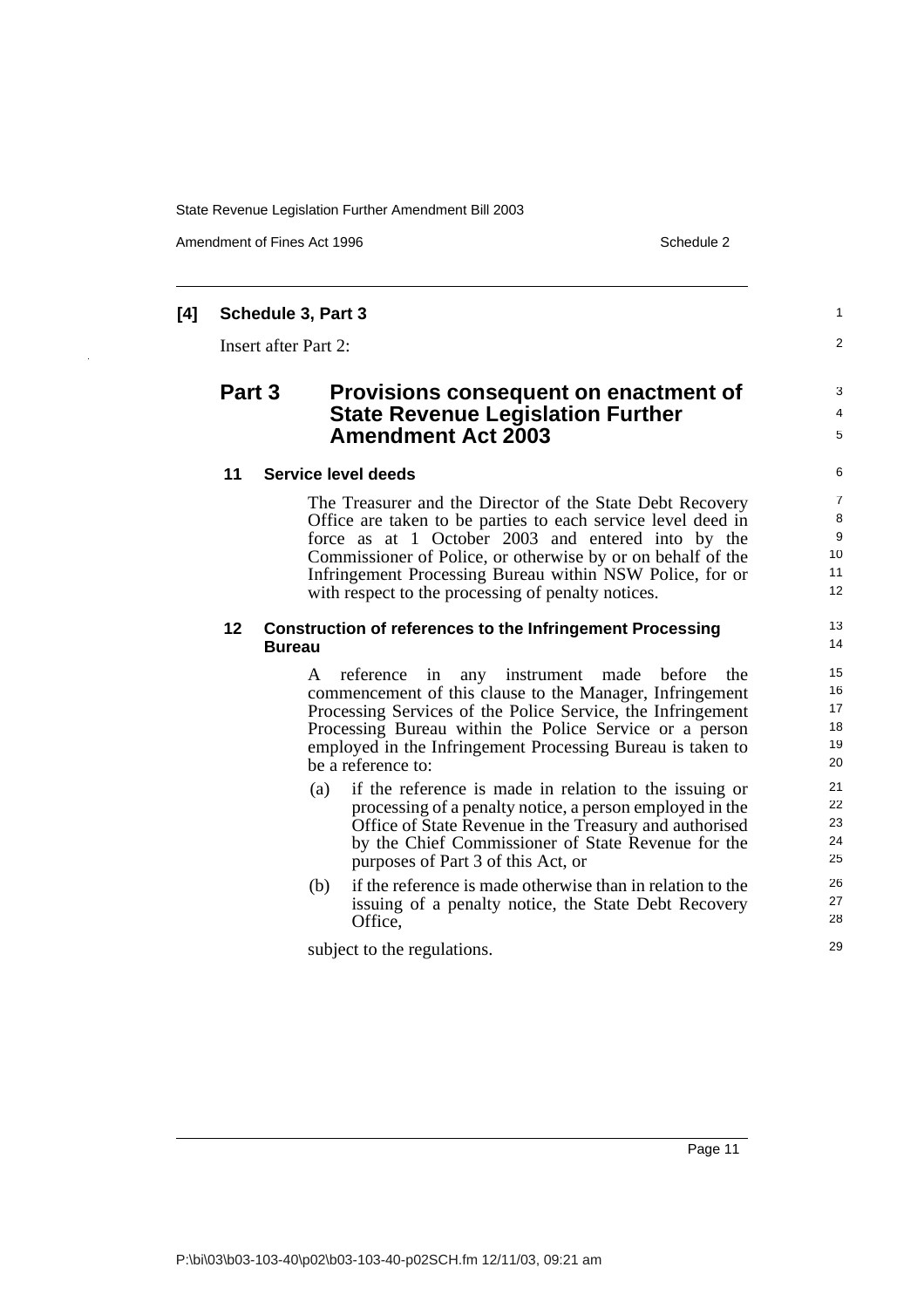**[4] Schedule 3, Part 3**

Insert after Part 2:

## Part 3 Provisions consequent on enactment of State Revenue Legislation Further Amendment Act 2003

### 11 Service level deeds

The Treasurer and the Director of the State Debt Recovery Office are taken to be parties to each service level deed in force as at 1 October 2003 and entered into by the Commissioner of Police, or otherwise by or on behalf of the Infringement Processing Bureau within NSW Police, for or with respect to the processing of penalty notices.

### 12 Construction of references to the Infringement Processing Bureau

A reference in any instrument made before the commencement of this clause to the Manager, Infringement Processing Services of the Police Service, the Infringement Processing Bureau within the Police Service or a person employed in the Infringement Processing Bureau is taken to be a reference to:

(a) if the reference is made in relation to the issuing or processing of a penalty notice, a person employed in the Office of State Revenue in the Treasury and authorised by the Chief Commissioner of State Revenue for the purposes of Part 3 of this Act, or

(b) if the reference is made otherwise than in relation to the issuing of a penalty notice, the State Debt Recovery Office,

subject to the regulations.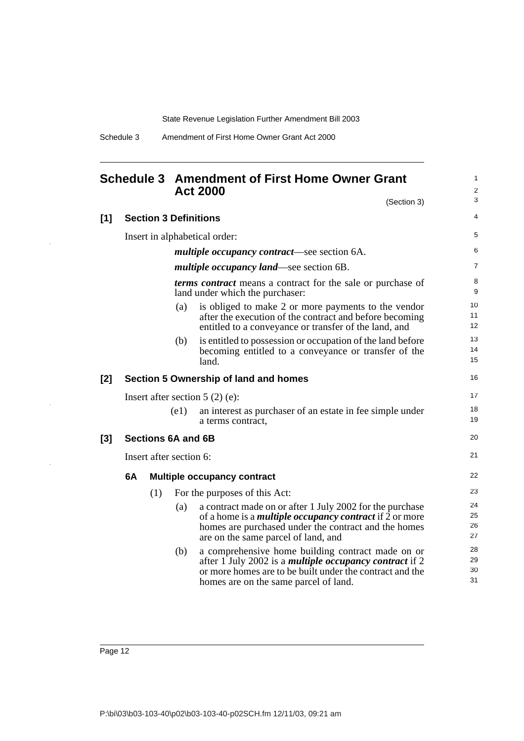## Schedule 3 Amendment of First Home Owner Grant Act 2000

(Section 3)

### [1] Section 3 Definitions

Insert in alphabetical order:

***multiple occupancy contract***—see section 6A.

***multiple occupancy land***—see section 6B.

***terms contract*** means a contract for the sale or purchase of land under which the purchaser:

(a) is obliged to make 2 or more payments to the vendor after the execution of the contract and before becoming entitled to a conveyance or transfer of the land, and

(b) is entitled to possession or occupation of the land before becoming entitled to a conveyance or transfer of the land.

### [2] Section 5 Ownership of land and homes

Insert after section 5 (2) (e):

(e1) an interest as purchaser of an estate in fee simple under a terms contract,

### [3] Sections 6A and 6B

Insert after section 6:

#### 6A Multiple occupancy contract

(1) For the purposes of this Act:

(a) a contract made on or after 1 July 2002 for the purchase of a home is a ***multiple occupancy contract*** if 2 or more homes are purchased under the contract and the homes are on the same parcel of land, and

(b) a comprehensive home building contract made on or after 1 July 2002 is a ***multiple occupancy contract*** if 2 or more homes are to be built under the contract and the homes are on the same parcel of land.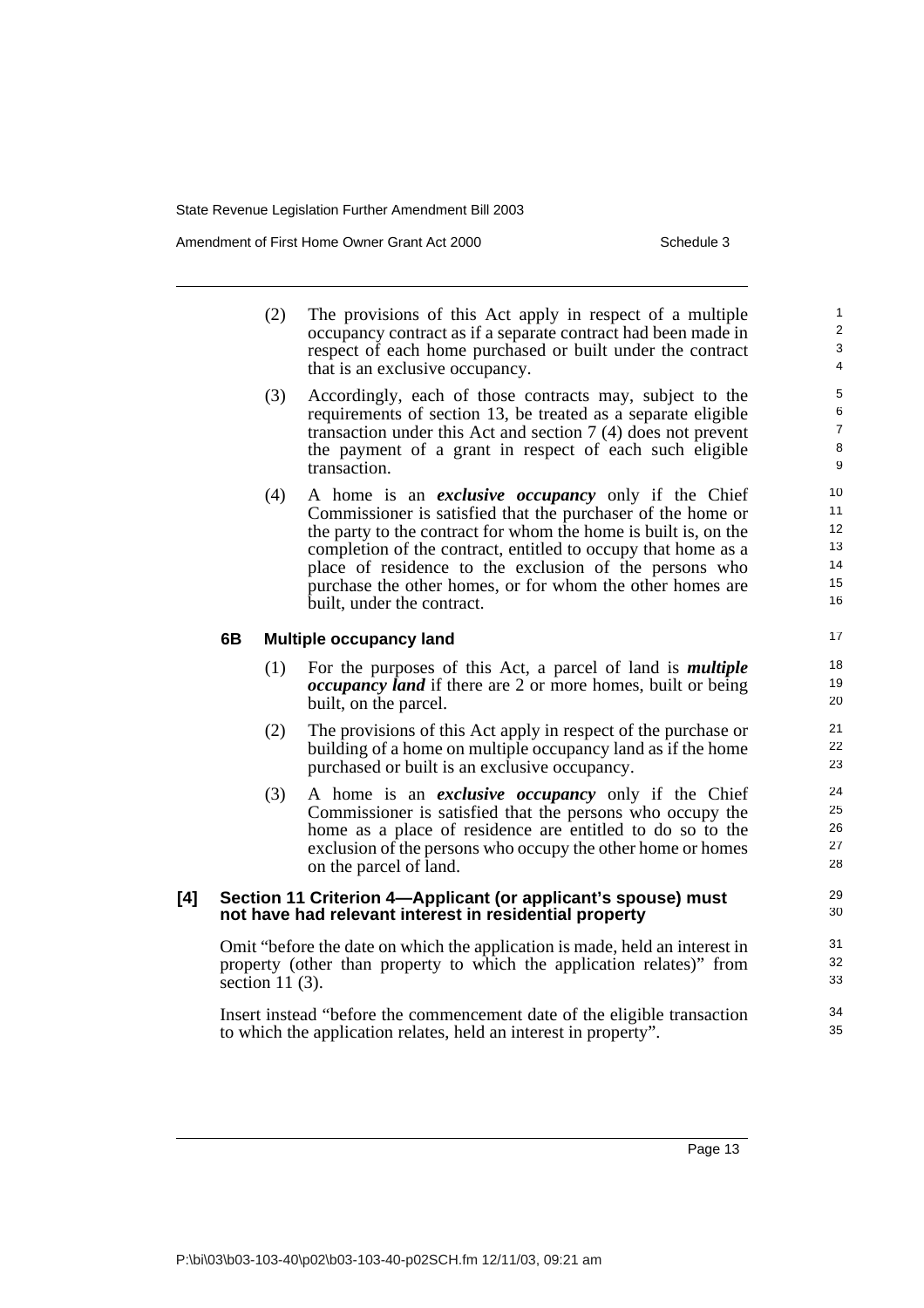(2) The provisions of this Act apply in respect of a multiple occupancy contract as if a separate contract had been made in respect of each home purchased or built under the contract that is an exclusive occupancy.

(3) Accordingly, each of those contracts may, subject to the requirements of section 13, be treated as a separate eligible transaction under this Act and section 7 (4) does not prevent the payment of a grant in respect of each such eligible transaction.

(4) A home is an ***exclusive occupancy*** only if the Chief Commissioner is satisfied that the purchaser of the home or the party to the contract for whom the home is built is, on the completion of the contract, entitled to occupy that home as a place of residence to the exclusion of the persons who purchase the other homes, or for whom the other homes are built, under the contract.

### 6B Multiple occupancy land

(1) For the purposes of this Act, a parcel of land is ***multiple occupancy land*** if there are 2 or more homes, built or being built, on the parcel.

(2) The provisions of this Act apply in respect of the purchase or building of a home on multiple occupancy land as if the home purchased or built is an exclusive occupancy.

(3) A home is an ***exclusive occupancy*** only if the Chief Commissioner is satisfied that the persons who occupy the home as a place of residence are entitled to do so to the exclusion of the persons who occupy the other home or homes on the parcel of land.

## [4] Section 11 Criterion 4—Applicant (or applicant's spouse) must not have had relevant interest in residential property

Omit "before the date on which the application is made, held an interest in property (other than property to which the application relates)" from section 11 (3).

Insert instead "before the commencement date of the eligible transaction to which the application relates, held an interest in property".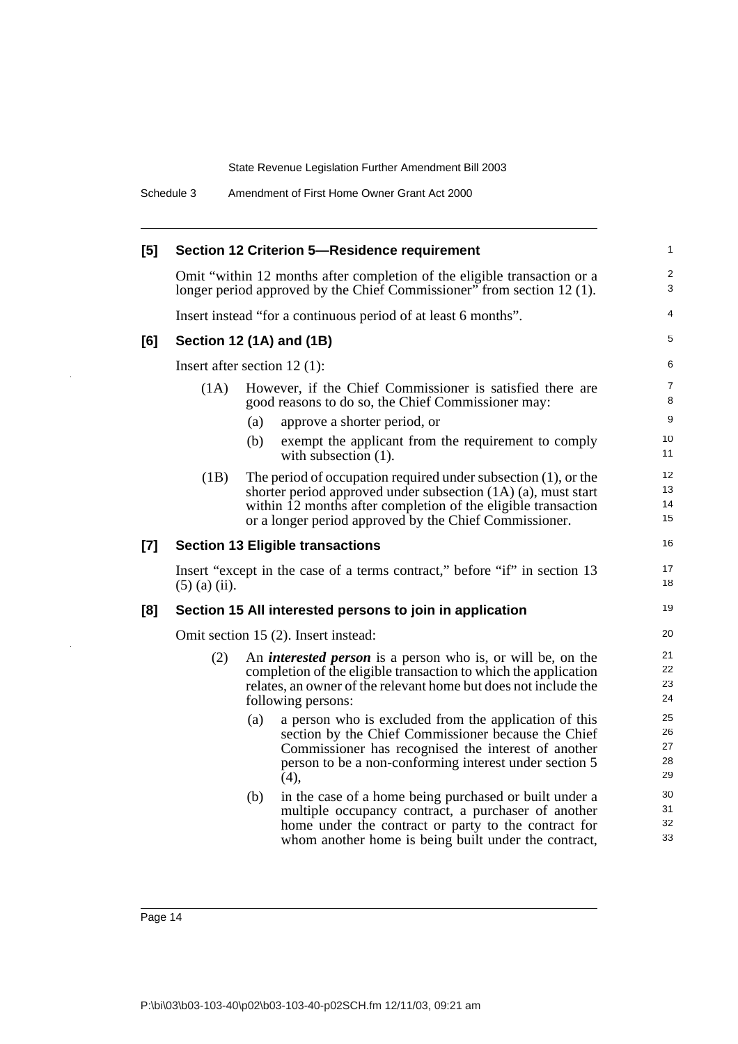### [5] Section 12 Criterion 5—Residence requirement

Omit "within 12 months after completion of the eligible transaction or a longer period approved by the Chief Commissioner" from section 12 (1).

Insert instead "for a continuous period of at least 6 months".

### [6] Section 12 (1A) and (1B)

Insert after section 12 (1):

(1A) However, if the Chief Commissioner is satisfied there are good reasons to do so, the Chief Commissioner may:

- (a) approve a shorter period, or
- (b) exempt the applicant from the requirement to comply with subsection (1).

(1B) The period of occupation required under subsection (1), or the shorter period approved under subsection (1A) (a), must start within 12 months after completion of the eligible transaction or a longer period approved by the Chief Commissioner.

### [7] Section 13 Eligible transactions

Insert "except in the case of a terms contract," before "if" in section 13 (5) (a) (ii).

### [8] Section 15 All interested persons to join in application

Omit section 15 (2). Insert instead:

(2) An ***interested person*** is a person who is, or will be, on the completion of the eligible transaction to which the application relates, an owner of the relevant home but does not include the following persons:

- (a) a person who is excluded from the application of this section by the Chief Commissioner because the Chief Commissioner has recognised the interest of another person to be a non-conforming interest under section 5 (4),
- (b) in the case of a home being purchased or built under a multiple occupancy contract, a purchaser of another home under the contract or party to the contract for whom another home is being built under the contract,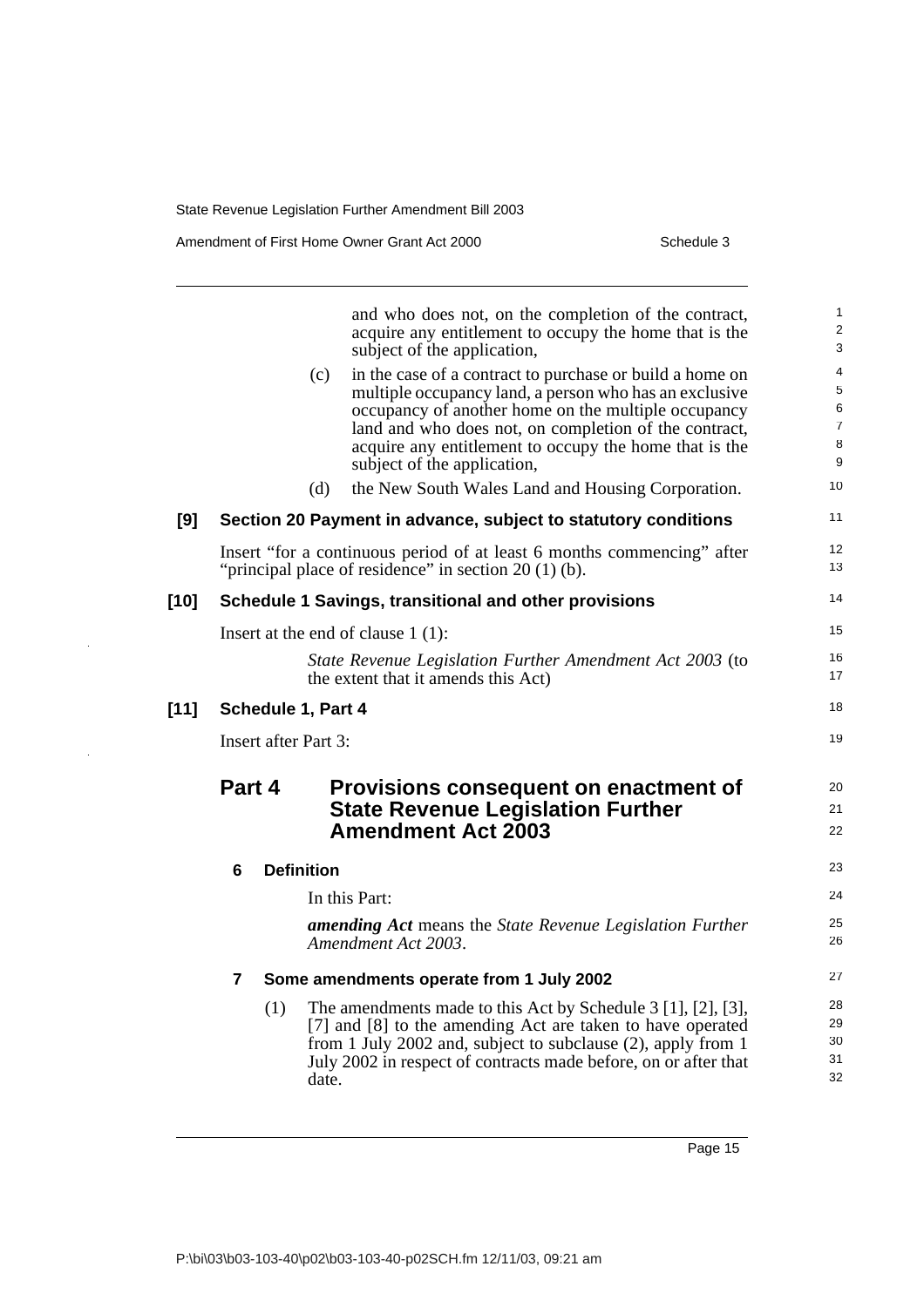and who does not, on the completion of the contract, acquire any entitlement to occupy the home that is the subject of the application,

(c) in the case of a contract to purchase or build a home on multiple occupancy land, a person who has an exclusive occupancy of another home on the multiple occupancy land and who does not, on completion of the contract, acquire any entitlement to occupy the home that is the subject of the application,

(d) the New South Wales Land and Housing Corporation.

**[9] Section 20 Payment in advance, subject to statutory conditions**

Insert "for a continuous period of at least 6 months commencing" after "principal place of residence" in section 20 (1) (b).

**[10] Schedule 1 Savings, transitional and other provisions**

Insert at the end of clause 1 (1):

*State Revenue Legislation Further Amendment Act 2003* (to the extent that it amends this Act)

**[11] Schedule 1, Part 4**

Insert after Part 3:

## Part 4 Provisions consequent on enactment of State Revenue Legislation Further Amendment Act 2003

### 6 Definition

In this Part:

***amending Act*** means the *State Revenue Legislation Further Amendment Act 2003*.

### 7 Some amendments operate from 1 July 2002

(1) The amendments made to this Act by Schedule 3 [1], [2], [3], [7] and [8] to the amending Act are taken to have operated from 1 July 2002 and, subject to subclause (2), apply from 1 July 2002 in respect of contracts made before, on or after that date.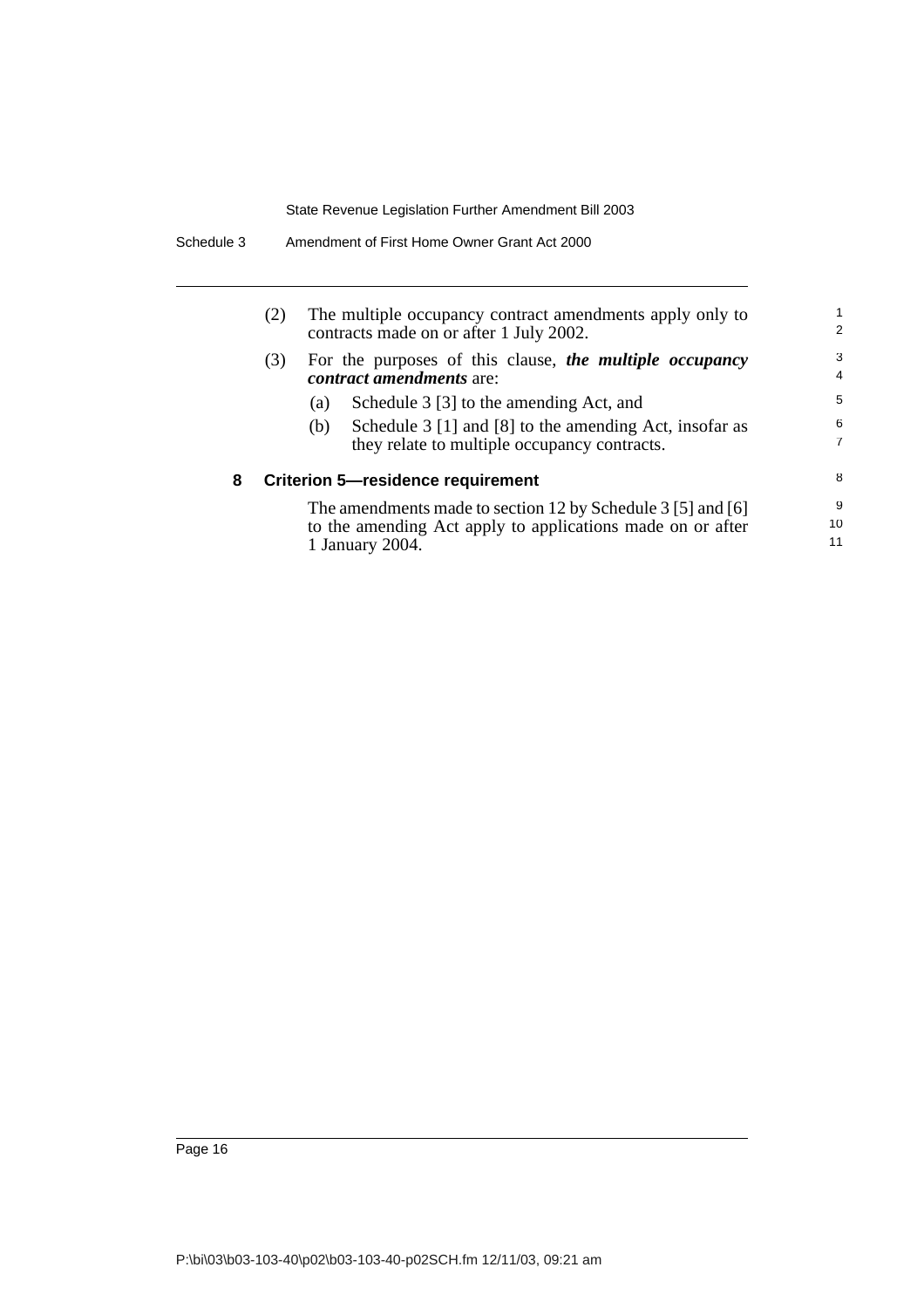(2) The multiple occupancy contract amendments apply only to contracts made on or after 1 July 2002.

(3) For the purposes of this clause, ***the multiple occupancy contract amendments*** are:

(a) Schedule 3 [3] to the amending Act, and

(b) Schedule 3 [1] and [8] to the amending Act, insofar as they relate to multiple occupancy contracts.

### 8 Criterion 5—residence requirement

The amendments made to section 12 by Schedule 3 [5] and [6] to the amending Act apply to applications made on or after 1 January 2004.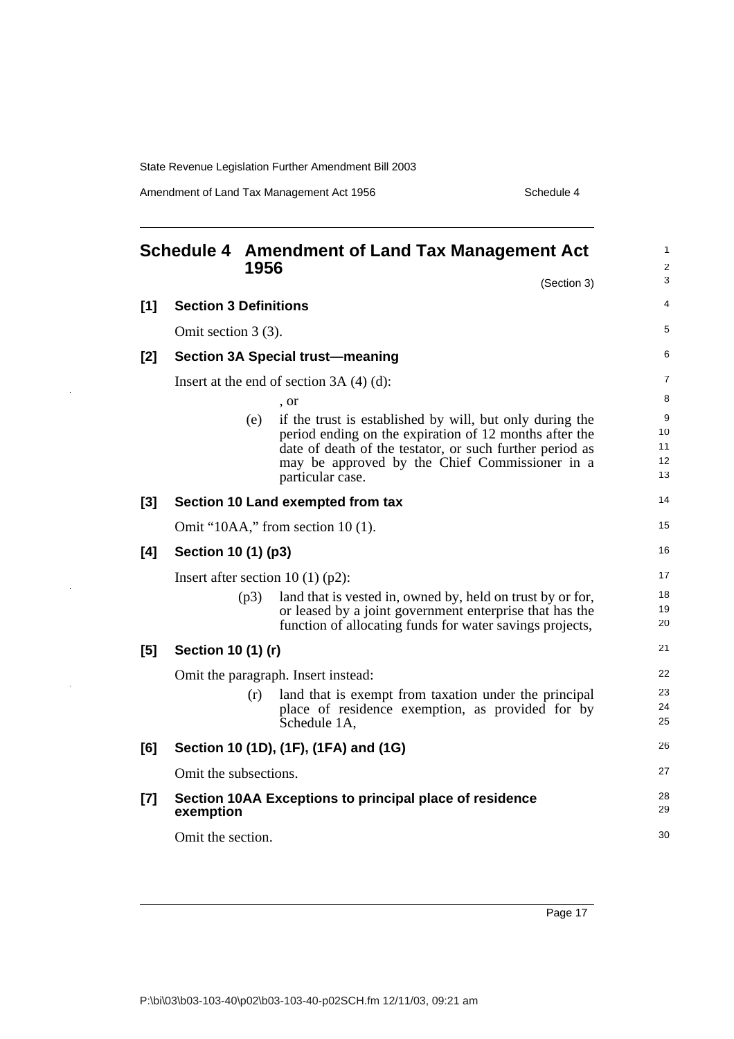# Schedule 4 Amendment of Land Tax Management Act 1956

(Section 3)

## [1] Section 3 Definitions

Omit section 3 (3).

## [2] Section 3A Special trust—meaning

Insert at the end of section 3A (4) (d):

, or

(e) if the trust is established by will, but only during the period ending on the expiration of 12 months after the date of death of the testator, or such further period as may be approved by the Chief Commissioner in a particular case.

## [3] Section 10 Land exempted from tax

Omit "10AA," from section 10 (1).

## [4] Section 10 (1) (p3)

Insert after section 10 (1) (p2):

(p3) land that is vested in, owned by, held on trust by or for, or leased by a joint government enterprise that has the function of allocating funds for water savings projects,

## [5] Section 10 (1) (r)

Omit the paragraph. Insert instead:

(r) land that is exempt from taxation under the principal place of residence exemption, as provided for by Schedule 1A,

## [6] Section 10 (1D), (1F), (1FA) and (1G)

Omit the subsections.

## [7] Section 10AA Exceptions to principal place of residence exemption

Omit the section.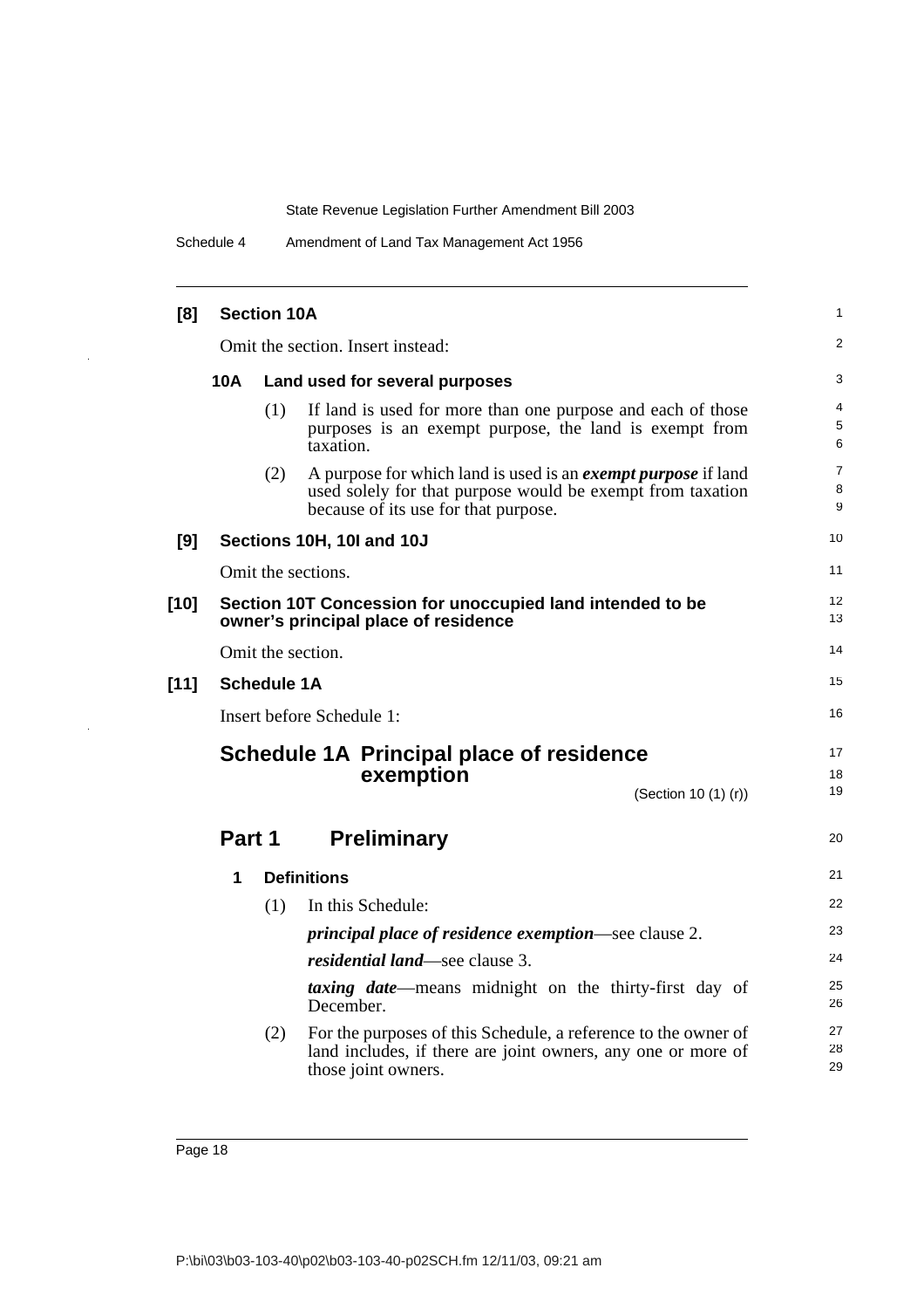**[8] Section 10A**

Omit the section. Insert instead:

**10A Land used for several purposes**

(1) If land is used for more than one purpose and each of those purposes is an exempt purpose, the land is exempt from taxation.

(2) A purpose for which land is used is an ***exempt purpose*** if land used solely for that purpose would be exempt from taxation because of its use for that purpose.

**[9] Sections 10H, 10I and 10J**

Omit the sections.

**[10] Section 10T Concession for unoccupied land intended to be owner's principal place of residence**

Omit the section.

**[11] Schedule 1A**

Insert before Schedule 1:

## Schedule 1A Principal place of residence exemption

(Section 10 (1) (r))

## Part 1 Preliminary

**1 Definitions**

(1) In this Schedule:

***principal place of residence exemption***—see clause 2.

***residential land***—see clause 3.

***taxing date***—means midnight on the thirty-first day of December.

(2) For the purposes of this Schedule, a reference to the owner of land includes, if there are joint owners, any one or more of those joint owners.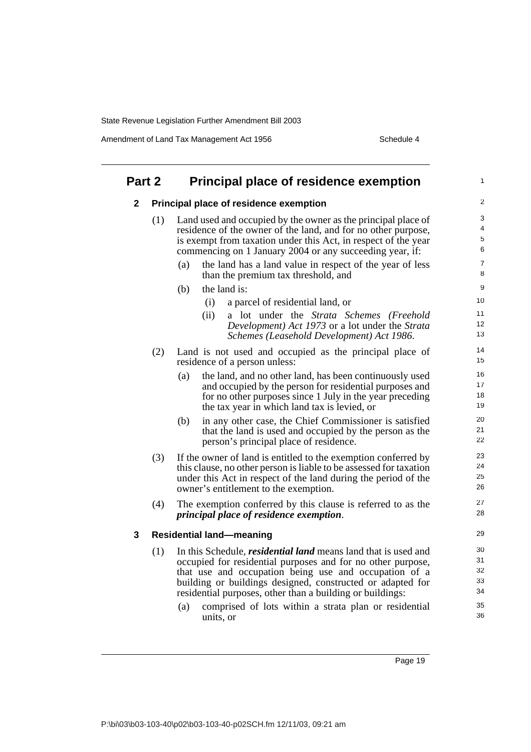## Part 2 Principal place of residence exemption

### 2 Principal place of residence exemption

(1) Land used and occupied by the owner as the principal place of residence of the owner of the land, and for no other purpose, is exempt from taxation under this Act, in respect of the year commencing on 1 January 2004 or any succeeding year, if:

(a) the land has a land value in respect of the year of less than the premium tax threshold, and

(b) the land is:

(i) a parcel of residential land, or

(ii) a lot under the *Strata Schemes (Freehold Development) Act 1973* or a lot under the *Strata Schemes (Leasehold Development) Act 1986*.

(2) Land is not used and occupied as the principal place of residence of a person unless:

(a) the land, and no other land, has been continuously used and occupied by the person for residential purposes and for no other purposes since 1 July in the year preceding the tax year in which land tax is levied, or

(b) in any other case, the Chief Commissioner is satisfied that the land is used and occupied by the person as the person's principal place of residence.

(3) If the owner of land is entitled to the exemption conferred by this clause, no other person is liable to be assessed for taxation under this Act in respect of the land during the period of the owner's entitlement to the exemption.

(4) The exemption conferred by this clause is referred to as the ***principal place of residence exemption***.

### 3 Residential land—meaning

(1) In this Schedule, ***residential land*** means land that is used and occupied for residential purposes and for no other purpose, that use and occupation being use and occupation of a building or buildings designed, constructed or adapted for residential purposes, other than a building or buildings:

(a) comprised of lots within a strata plan or residential units, or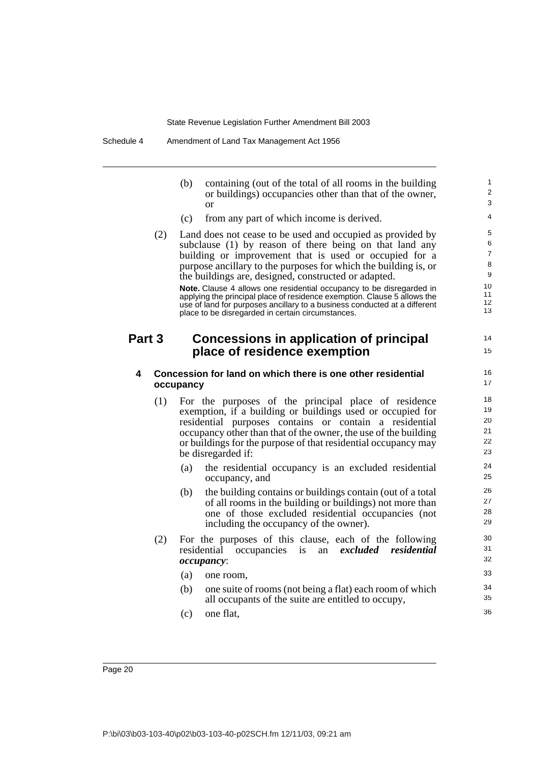(b) containing (out of the total of all rooms in the building or buildings) occupancies other than that of the owner, or

(c) from any part of which income is derived.

(2) Land does not cease to be used and occupied as provided by subclause (1) by reason of there being on that land any building or improvement that is used or occupied for a purpose ancillary to the purposes for which the building is, or the buildings are, designed, constructed or adapted.

**Note.** Clause 4 allows one residential occupancy to be disregarded in applying the principal place of residence exemption. Clause 5 allows the use of land for purposes ancillary to a business conducted at a different place to be disregarded in certain circumstances.

## Part 3 Concessions in application of principal place of residence exemption

### 4 Concession for land on which there is one other residential occupancy

(1) For the purposes of the principal place of residence exemption, if a building or buildings used or occupied for residential purposes contains or contain a residential occupancy other than that of the owner, the use of the building or buildings for the purpose of that residential occupancy may be disregarded if:

(a) the residential occupancy is an excluded residential occupancy, and

(b) the building contains or buildings contain (out of a total of all rooms in the building or buildings) not more than one of those excluded residential occupancies (not including the occupancy of the owner).

(2) For the purposes of this clause, each of the following residential occupancies is an ***excluded residential occupancy***:

(a) one room,

(b) one suite of rooms (not being a flat) each room of which all occupants of the suite are entitled to occupy,

(c) one flat,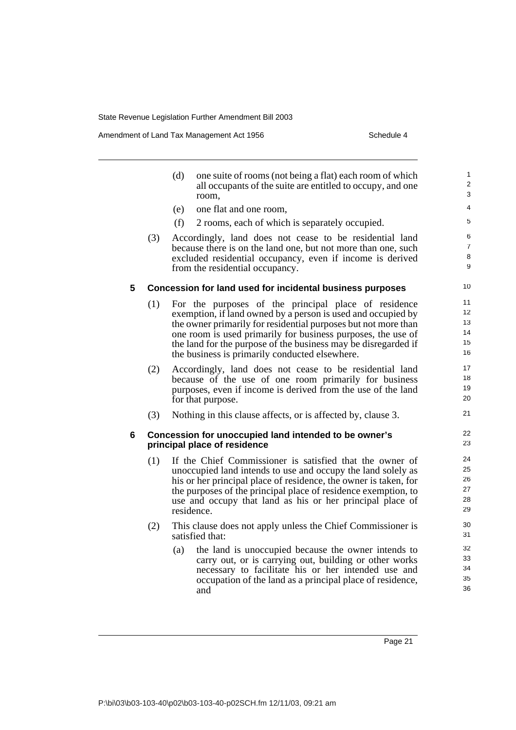(d) one suite of rooms (not being a flat) each room of which all occupants of the suite are entitled to occupy, and one room,

(e) one flat and one room,

(f) 2 rooms, each of which is separately occupied.

(3) Accordingly, land does not cease to be residential land because there is on the land one, but not more than one, such excluded residential occupancy, even if income is derived from the residential occupancy.

### 5 Concession for land used for incidental business purposes

(1) For the purposes of the principal place of residence exemption, if land owned by a person is used and occupied by the owner primarily for residential purposes but not more than one room is used primarily for business purposes, the use of the land for the purpose of the business may be disregarded if the business is primarily conducted elsewhere.

(2) Accordingly, land does not cease to be residential land because of the use of one room primarily for business purposes, even if income is derived from the use of the land for that purpose.

(3) Nothing in this clause affects, or is affected by, clause 3.

### 6 Concession for unoccupied land intended to be owner's principal place of residence

(1) If the Chief Commissioner is satisfied that the owner of unoccupied land intends to use and occupy the land solely as his or her principal place of residence, the owner is taken, for the purposes of the principal place of residence exemption, to use and occupy that land as his or her principal place of residence.

(2) This clause does not apply unless the Chief Commissioner is satisfied that:

(a) the land is unoccupied because the owner intends to carry out, or is carrying out, building or other works necessary to facilitate his or her intended use and occupation of the land as a principal place of residence, and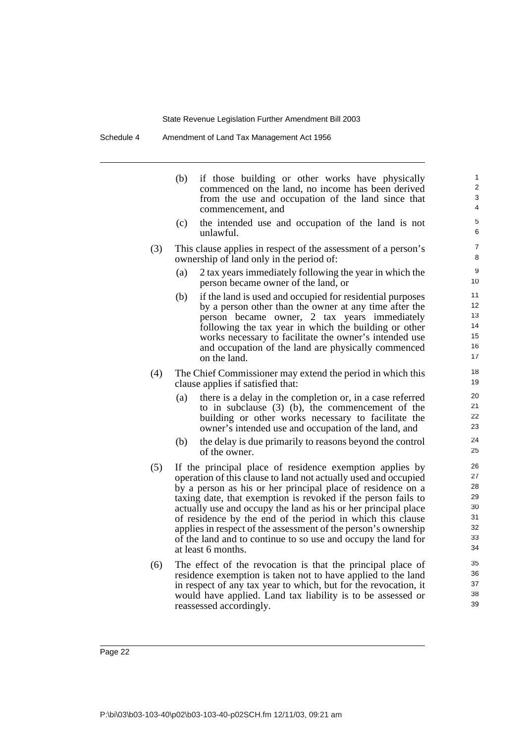(b) if those building or other works have physically commenced on the land, no income has been derived from the use and occupation of the land since that commencement, and

(c) the intended use and occupation of the land is not unlawful.

(3) This clause applies in respect of the assessment of a person's ownership of land only in the period of:

(a) 2 tax years immediately following the year in which the person became owner of the land, or

(b) if the land is used and occupied for residential purposes by a person other than the owner at any time after the person became owner, 2 tax years immediately following the tax year in which the building or other works necessary to facilitate the owner's intended use and occupation of the land are physically commenced on the land.

(4) The Chief Commissioner may extend the period in which this clause applies if satisfied that:

(a) there is a delay in the completion or, in a case referred to in subclause (3) (b), the commencement of the building or other works necessary to facilitate the owner's intended use and occupation of the land, and

(b) the delay is due primarily to reasons beyond the control of the owner.

(5) If the principal place of residence exemption applies by operation of this clause to land not actually used and occupied by a person as his or her principal place of residence on a taxing date, that exemption is revoked if the person fails to actually use and occupy the land as his or her principal place of residence by the end of the period in which this clause applies in respect of the assessment of the person's ownership of the land and to continue to so use and occupy the land for at least 6 months.

(6) The effect of the revocation is that the principal place of residence exemption is taken not to have applied to the land in respect of any tax year to which, but for the revocation, it would have applied. Land tax liability is to be assessed or reassessed accordingly.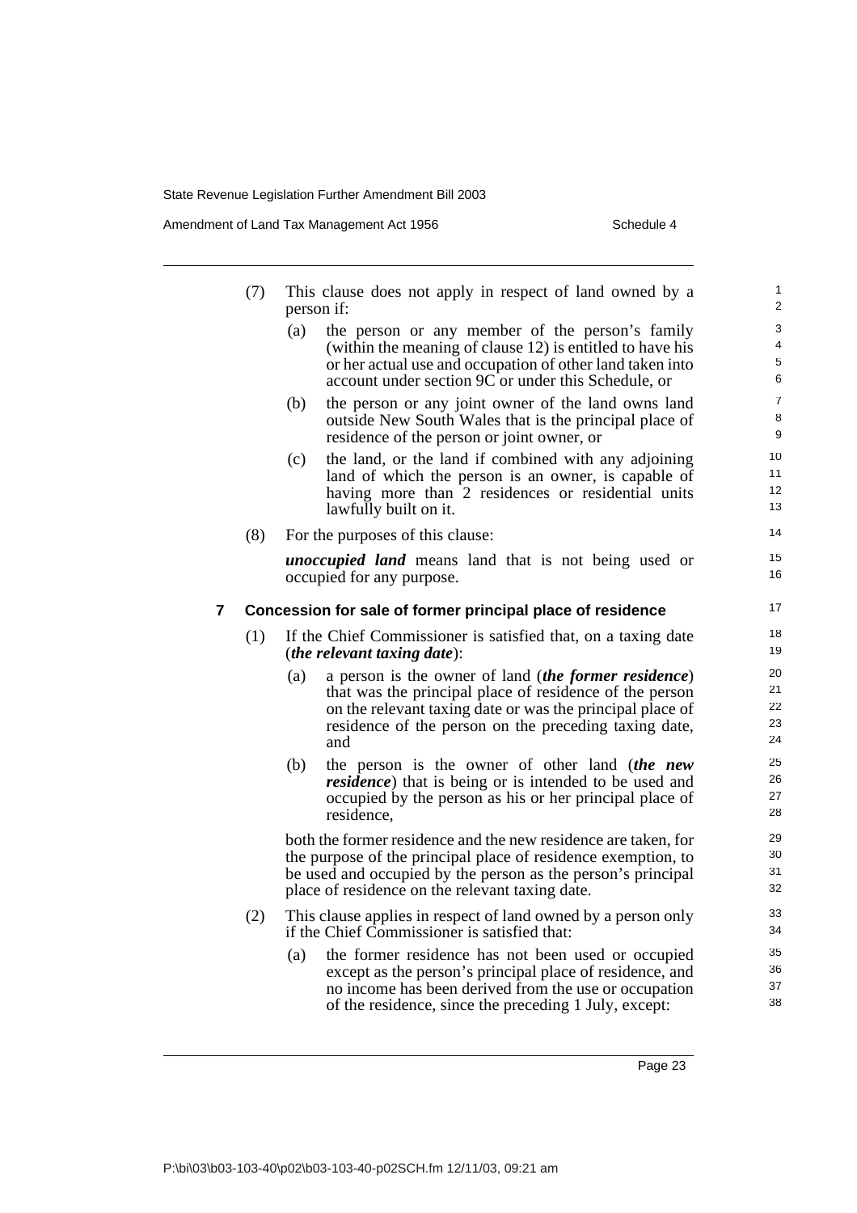(7) This clause does not apply in respect of land owned by a person if:

(a) the person or any member of the person's family (within the meaning of clause 12) is entitled to have his or her actual use and occupation of other land taken into account under section 9C or under this Schedule, or

(b) the person or any joint owner of the land owns land outside New South Wales that is the principal place of residence of the person or joint owner, or

(c) the land, or the land if combined with any adjoining land of which the person is an owner, is capable of having more than 2 residences or residential units lawfully built on it.

(8) For the purposes of this clause:

***unoccupied land*** means land that is not being used or occupied for any purpose.

### 7 Concession for sale of former principal place of residence

(1) If the Chief Commissioner is satisfied that, on a taxing date (***the relevant taxing date***):

(a) a person is the owner of land (***the former residence***) that was the principal place of residence of the person on the relevant taxing date or was the principal place of residence of the person on the preceding taxing date, and

(b) the person is the owner of other land (***the new residence***) that is being or is intended to be used and occupied by the person as his or her principal place of residence,

both the former residence and the new residence are taken, for the purpose of the principal place of residence exemption, to be used and occupied by the person as the person's principal place of residence on the relevant taxing date.

(2) This clause applies in respect of land owned by a person only if the Chief Commissioner is satisfied that:

(a) the former residence has not been used or occupied except as the person's principal place of residence, and no income has been derived from the use or occupation of the residence, since the preceding 1 July, except: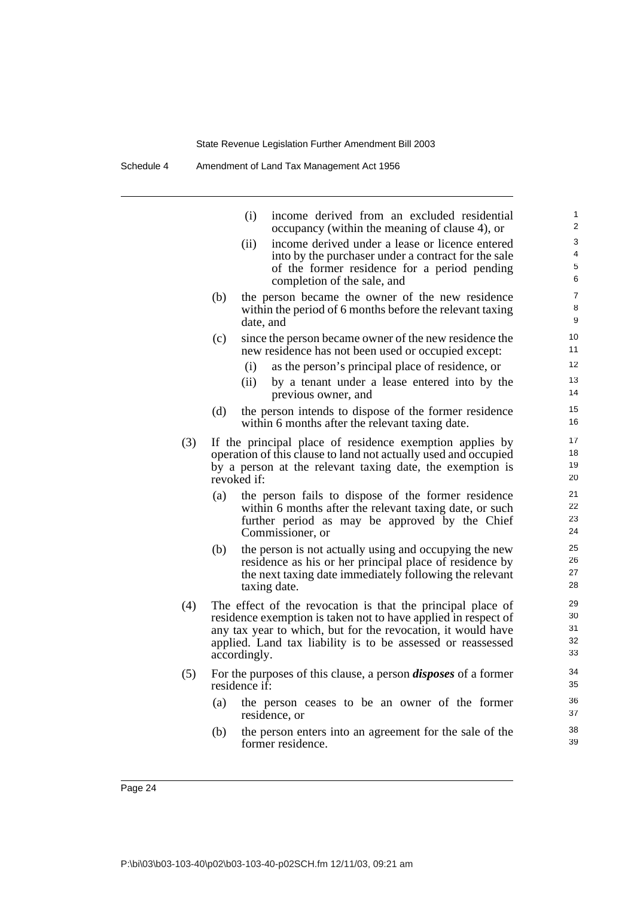(i) income derived from an excluded residential occupancy (within the meaning of clause 4), or

(ii) income derived under a lease or licence entered into by the purchaser under a contract for the sale of the former residence for a period pending completion of the sale, and

(b) the person became the owner of the new residence within the period of 6 months before the relevant taxing date, and

(c) since the person became owner of the new residence the new residence has not been used or occupied except:

(i) as the person's principal place of residence, or

(ii) by a tenant under a lease entered into by the previous owner, and

(d) the person intends to dispose of the former residence within 6 months after the relevant taxing date.

(3) If the principal place of residence exemption applies by operation of this clause to land not actually used and occupied by a person at the relevant taxing date, the exemption is revoked if:

(a) the person fails to dispose of the former residence within 6 months after the relevant taxing date, or such further period as may be approved by the Chief Commissioner, or

(b) the person is not actually using and occupying the new residence as his or her principal place of residence by the next taxing date immediately following the relevant taxing date.

(4) The effect of the revocation is that the principal place of residence exemption is taken not to have applied in respect of any tax year to which, but for the revocation, it would have applied. Land tax liability is to be assessed or reassessed accordingly.

(5) For the purposes of this clause, a person ***disposes*** of a former residence if:

(a) the person ceases to be an owner of the former residence, or

(b) the person enters into an agreement for the sale of the former residence.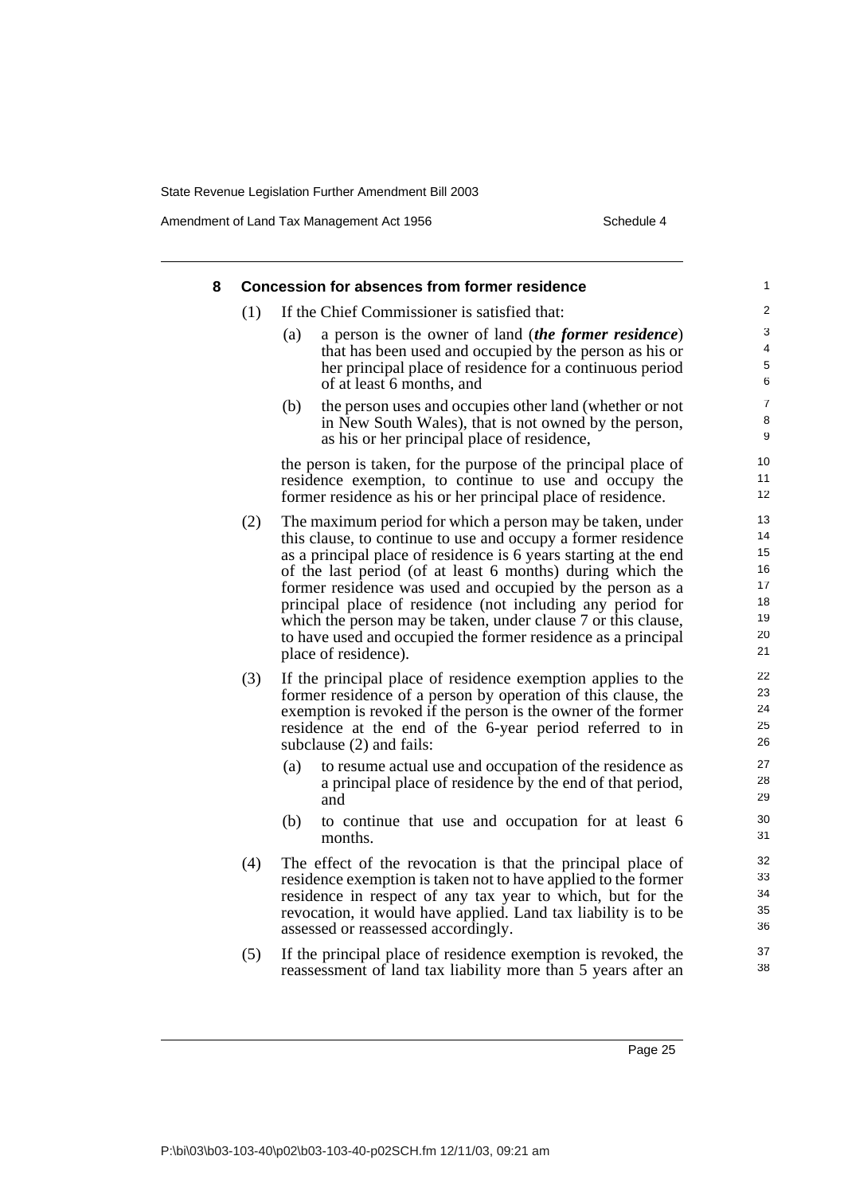### 8 Concession for absences from former residence

(1) If the Chief Commissioner is satisfied that:

(a) a person is the owner of land (***the former residence***) that has been used and occupied by the person as his or her principal place of residence for a continuous period of at least 6 months, and

(b) the person uses and occupies other land (whether or not in New South Wales), that is not owned by the person, as his or her principal place of residence,

the person is taken, for the purpose of the principal place of residence exemption, to continue to use and occupy the former residence as his or her principal place of residence.

(2) The maximum period for which a person may be taken, under this clause, to continue to use and occupy a former residence as a principal place of residence is 6 years starting at the end of the last period (of at least 6 months) during which the former residence was used and occupied by the person as a principal place of residence (not including any period for which the person may be taken, under clause 7 or this clause, to have used and occupied the former residence as a principal place of residence).

(3) If the principal place of residence exemption applies to the former residence of a person by operation of this clause, the exemption is revoked if the person is the owner of the former residence at the end of the 6-year period referred to in subclause (2) and fails:

(a) to resume actual use and occupation of the residence as a principal place of residence by the end of that period, and

(b) to continue that use and occupation for at least 6 months.

(4) The effect of the revocation is that the principal place of residence exemption is taken not to have applied to the former residence in respect of any tax year to which, but for the revocation, it would have applied. Land tax liability is to be assessed or reassessed accordingly.

(5) If the principal place of residence exemption is revoked, the reassessment of land tax liability more than 5 years after an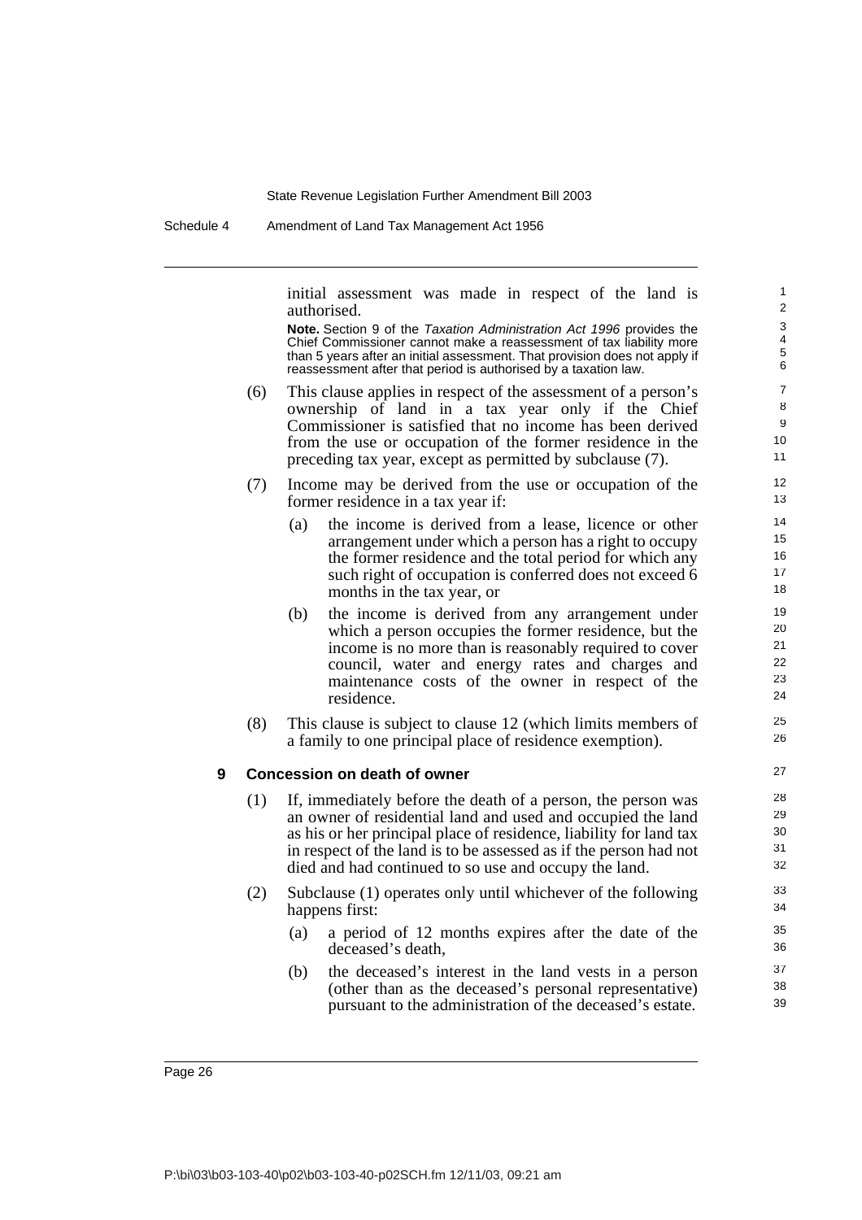initial assessment was made in respect of the land is authorised.

**Note.** Section 9 of the *Taxation Administration Act 1996* provides the Chief Commissioner cannot make a reassessment of tax liability more than 5 years after an initial assessment. That provision does not apply if reassessment after that period is authorised by a taxation law.

(6) This clause applies in respect of the assessment of a person's ownership of land in a tax year only if the Chief Commissioner is satisfied that no income has been derived from the use or occupation of the former residence in the preceding tax year, except as permitted by subclause (7).

(7) Income may be derived from the use or occupation of the former residence in a tax year if:

(a) the income is derived from a lease, licence or other arrangement under which a person has a right to occupy the former residence and the total period for which any such right of occupation is conferred does not exceed 6 months in the tax year, or

(b) the income is derived from any arrangement under which a person occupies the former residence, but the income is no more than is reasonably required to cover council, water and energy rates and charges and maintenance costs of the owner in respect of the residence.

(8) This clause is subject to clause 12 (which limits members of a family to one principal place of residence exemption).

**9 Concession on death of owner**

(1) If, immediately before the death of a person, the person was an owner of residential land and used and occupied the land as his or her principal place of residence, liability for land tax in respect of the land is to be assessed as if the person had not died and had continued to so use and occupy the land.

(2) Subclause (1) operates only until whichever of the following happens first:

(a) a period of 12 months expires after the date of the deceased's death,

(b) the deceased's interest in the land vests in a person (other than as the deceased's personal representative) pursuant to the administration of the deceased's estate.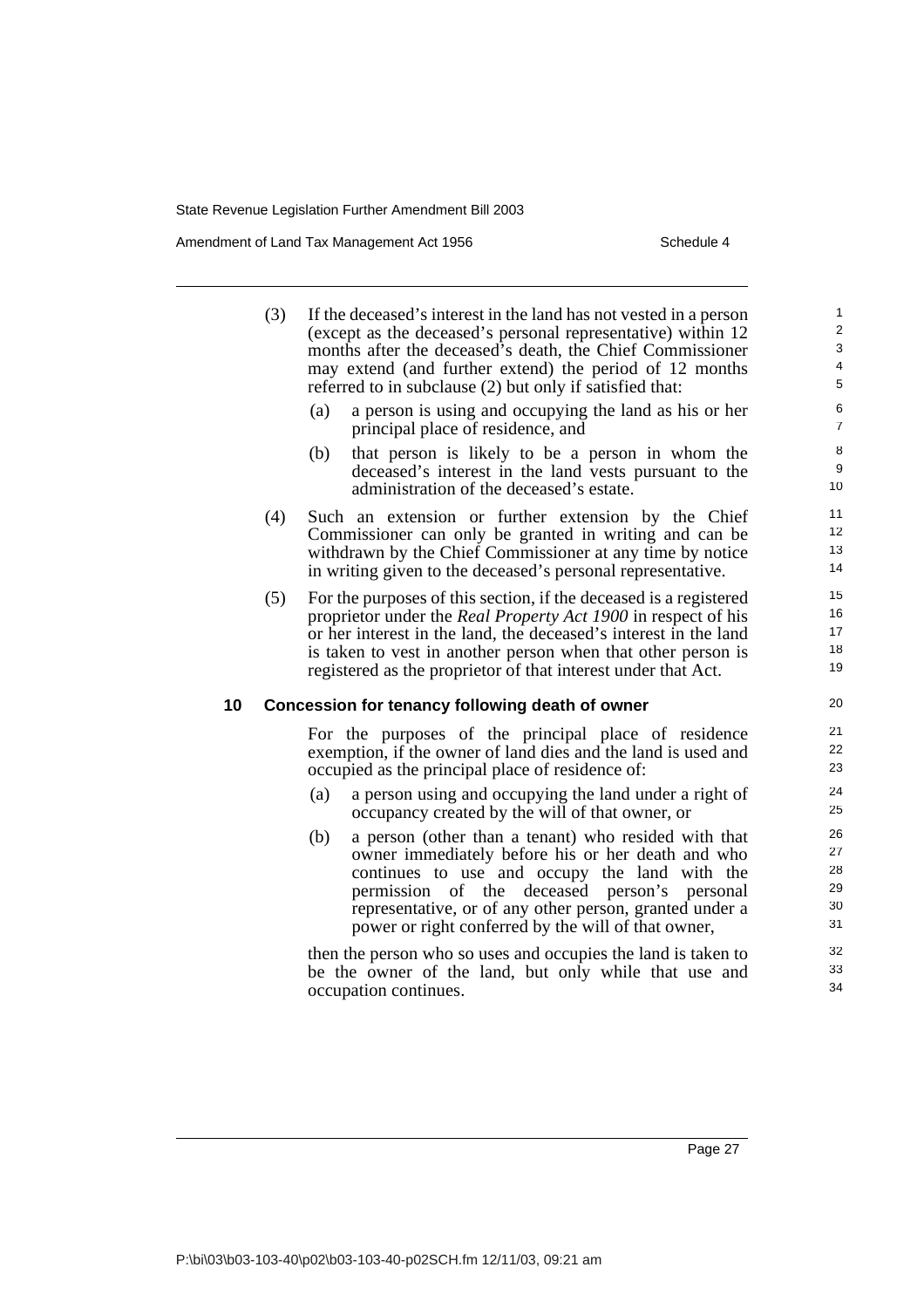(3) If the deceased's interest in the land has not vested in a person (except as the deceased's personal representative) within 12 months after the deceased's death, the Chief Commissioner may extend (and further extend) the period of 12 months referred to in subclause (2) but only if satisfied that:

(a) a person is using and occupying the land as his or her principal place of residence, and

(b) that person is likely to be a person in whom the deceased's interest in the land vests pursuant to the administration of the deceased's estate.

(4) Such an extension or further extension by the Chief Commissioner can only be granted in writing and can be withdrawn by the Chief Commissioner at any time by notice in writing given to the deceased's personal representative.

(5) For the purposes of this section, if the deceased is a registered proprietor under the *Real Property Act 1900* in respect of his or her interest in the land, the deceased's interest in the land is taken to vest in another person when that other person is registered as the proprietor of that interest under that Act.

### 10 Concession for tenancy following death of owner

For the purposes of the principal place of residence exemption, if the owner of land dies and the land is used and occupied as the principal place of residence of:

(a) a person using and occupying the land under a right of occupancy created by the will of that owner, or

(b) a person (other than a tenant) who resided with that owner immediately before his or her death and who continues to use and occupy the land with the permission of the deceased person's personal representative, or of any other person, granted under a power or right conferred by the will of that owner,

then the person who so uses and occupies the land is taken to be the owner of the land, but only while that use and occupation continues.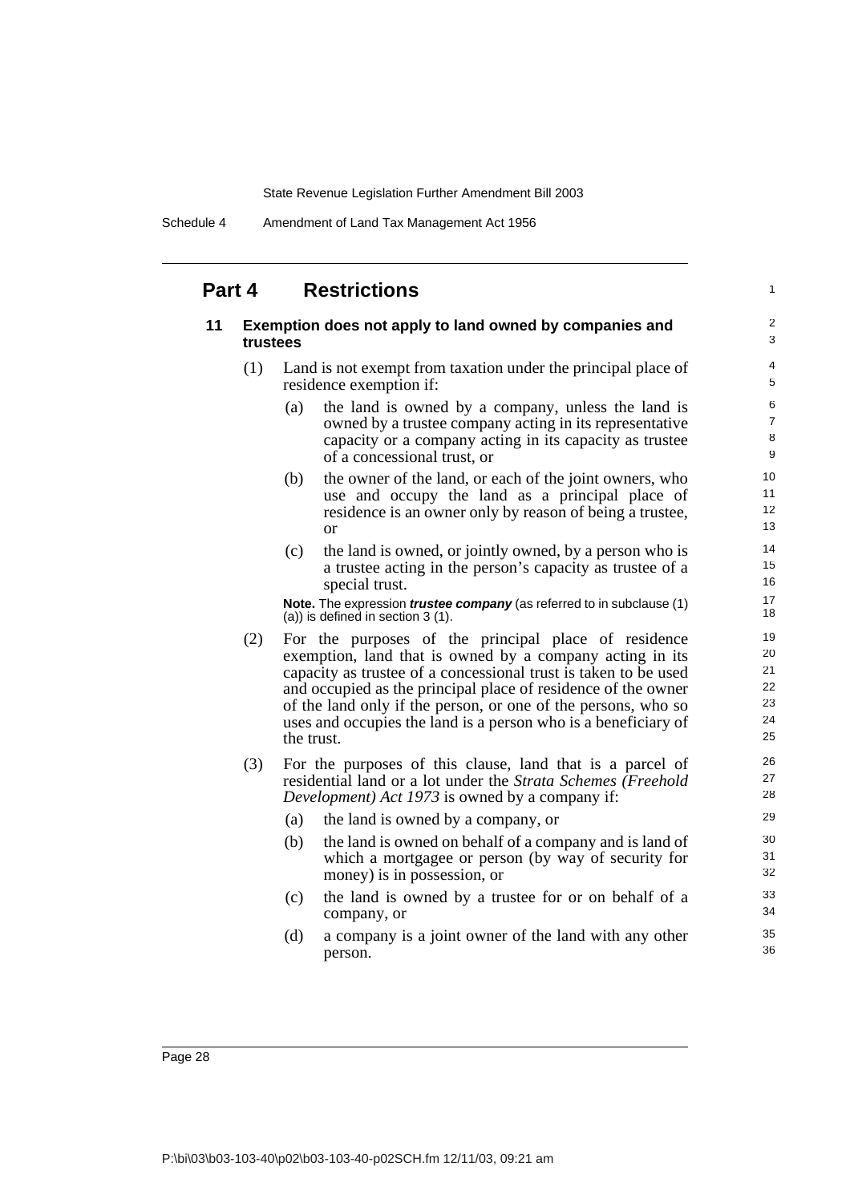## Part 4 Restrictions

### 11 Exemption does not apply to land owned by companies and trustees

(1) Land is not exempt from taxation under the principal place of residence exemption if:

(a) the land is owned by a company, unless the land is owned by a trustee company acting in its representative capacity or a company acting in its capacity as trustee of a concessional trust, or

(b) the owner of the land, or each of the joint owners, who use and occupy the land as a principal place of residence is an owner only by reason of being a trustee, or

(c) the land is owned, or jointly owned, by a person who is a trustee acting in the person's capacity as trustee of a special trust.

**Note.** The expression ***trustee company*** (as referred to in subclause (1) (a)) is defined in section 3 (1).

(2) For the purposes of the principal place of residence exemption, land that is owned by a company acting in its capacity as trustee of a concessional trust is taken to be used and occupied as the principal place of residence of the owner of the land only if the person, or one of the persons, who so uses and occupies the land is a person who is a beneficiary of the trust.

(3) For the purposes of this clause, land that is a parcel of residential land or a lot under the *Strata Schemes (Freehold Development) Act 1973* is owned by a company if:

(a) the land is owned by a company, or

(b) the land is owned on behalf of a company and is land of which a mortgagee or person (by way of security for money) is in possession, or

(c) the land is owned by a trustee for or on behalf of a company, or

(d) a company is a joint owner of the land with any other person.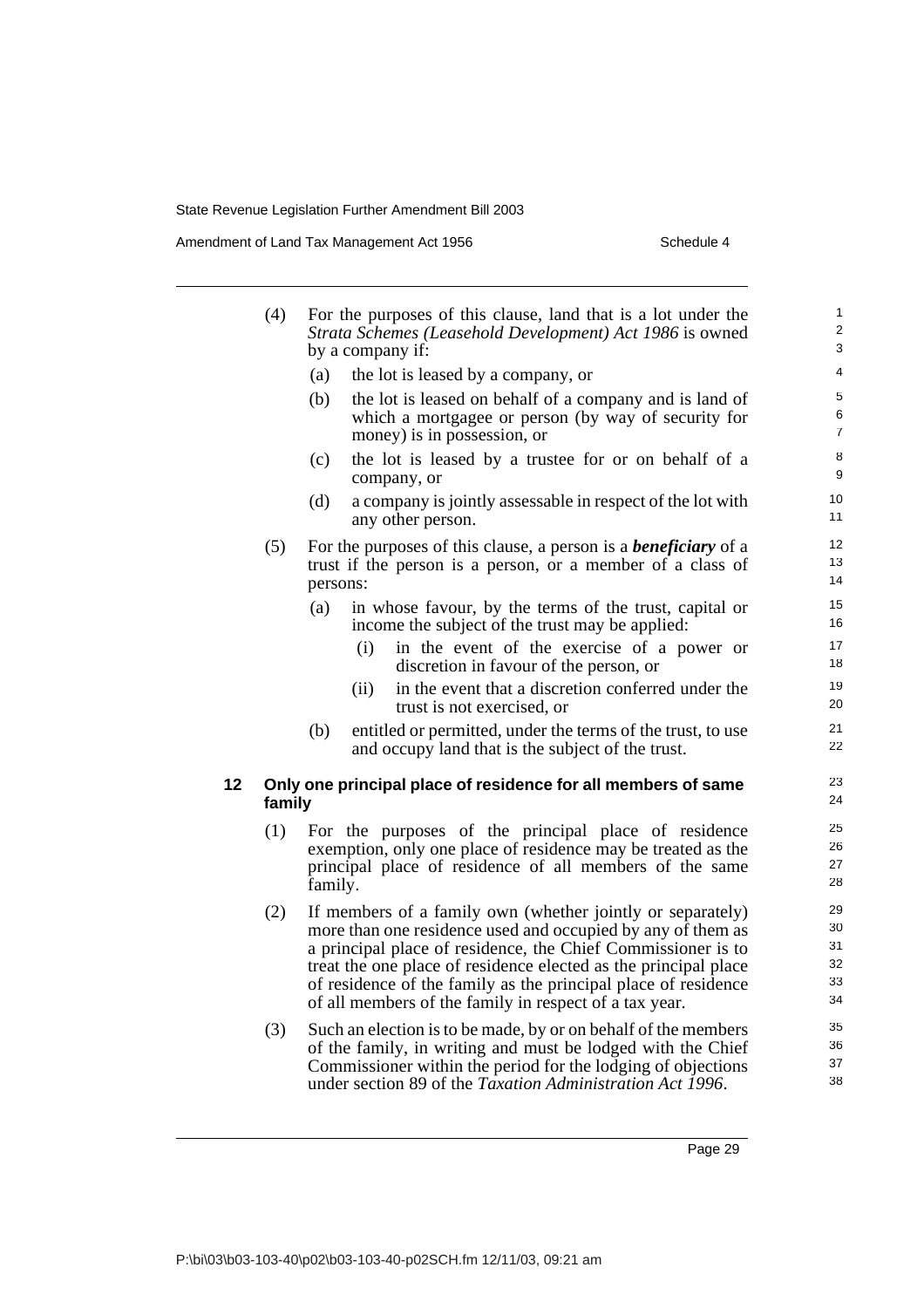(4) For the purposes of this clause, land that is a lot under the *Strata Schemes (Leasehold Development) Act 1986* is owned by a company if:

   (a) the lot is leased by a company, or

   (b) the lot is leased on behalf of a company and is land of which a mortgagee or person (by way of security for money) is in possession, or

   (c) the lot is leased by a trustee for or on behalf of a company, or

   (d) a company is jointly assessable in respect of the lot with any other person.

(5) For the purposes of this clause, a person is a ***beneficiary*** of a trust if the person is a person, or a member of a class of persons:

   (a) in whose favour, by the terms of the trust, capital or income the subject of the trust may be applied:

      (i) in the event of the exercise of a power or discretion in favour of the person, or

      (ii) in the event that a discretion conferred under the trust is not exercised, or

   (b) entitled or permitted, under the terms of the trust, to use and occupy land that is the subject of the trust.

### 12 Only one principal place of residence for all members of same family

(1) For the purposes of the principal place of residence exemption, only one place of residence may be treated as the principal place of residence of all members of the same family.

(2) If members of a family own (whether jointly or separately) more than one residence used and occupied by any of them as a principal place of residence, the Chief Commissioner is to treat the one place of residence elected as the principal place of residence of the family as the principal place of residence of all members of the family in respect of a tax year.

(3) Such an election is to be made, by or on behalf of the members of the family, in writing and must be lodged with the Chief Commissioner within the period for the lodging of objections under section 89 of the *Taxation Administration Act 1996*.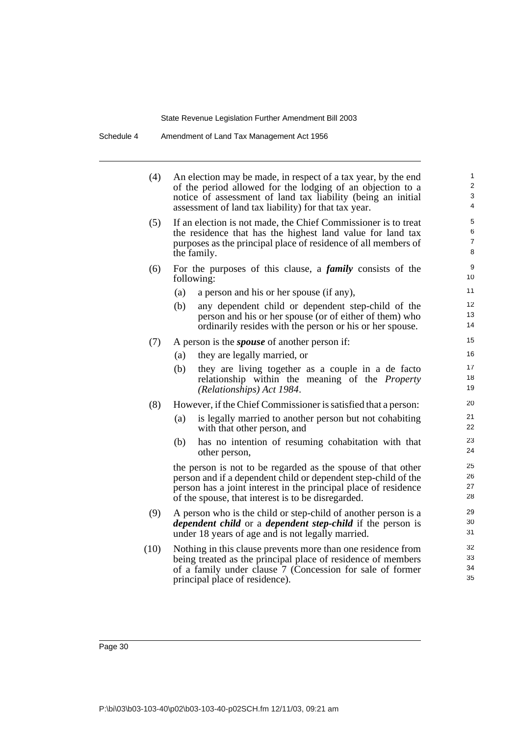(4) An election may be made, in respect of a tax year, by the end of the period allowed for the lodging of an objection to a notice of assessment of land tax liability (being an initial assessment of land tax liability) for that tax year.

(5) If an election is not made, the Chief Commissioner is to treat the residence that has the highest land value for land tax purposes as the principal place of residence of all members of the family.

(6) For the purposes of this clause, a ***family*** consists of the following:

(a) a person and his or her spouse (if any),

(b) any dependent child or dependent step-child of the person and his or her spouse (or of either of them) who ordinarily resides with the person or his or her spouse.

(7) A person is the ***spouse*** of another person if:

(a) they are legally married, or

(b) they are living together as a couple in a de facto relationship within the meaning of the *Property (Relationships) Act 1984*.

(8) However, if the Chief Commissioner is satisfied that a person:

(a) is legally married to another person but not cohabiting with that other person, and

(b) has no intention of resuming cohabitation with that other person,

the person is not to be regarded as the spouse of that other person and if a dependent child or dependent step-child of the person has a joint interest in the principal place of residence of the spouse, that interest is to be disregarded.

(9) A person who is the child or step-child of another person is a ***dependent child*** or a ***dependent step-child*** if the person is under 18 years of age and is not legally married.

(10) Nothing in this clause prevents more than one residence from being treated as the principal place of residence of members of a family under clause 7 (Concession for sale of former principal place of residence).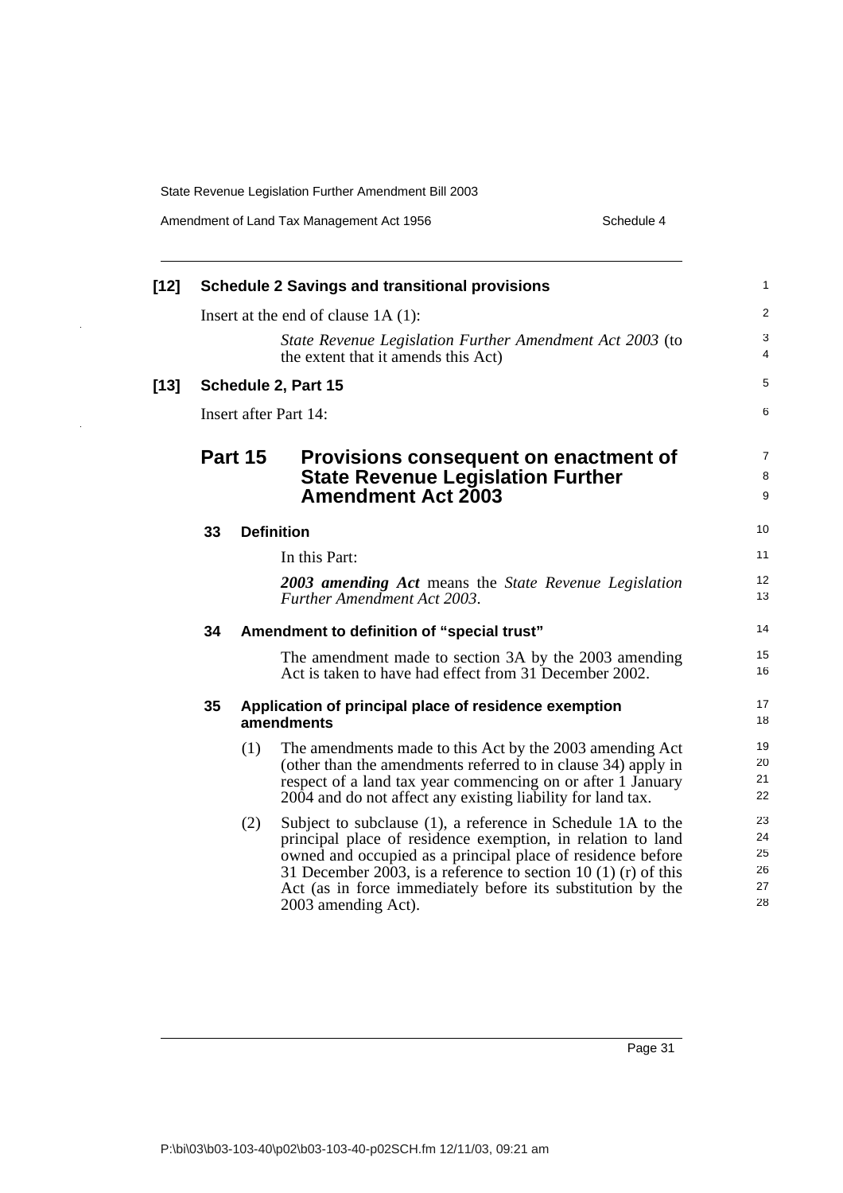**[12] Schedule 2 Savings and transitional provisions**

Insert at the end of clause 1A (1):

*State Revenue Legislation Further Amendment Act 2003* (to the extent that it amends this Act)

**[13] Schedule 2, Part 15**

Insert after Part 14:

## Part 15 Provisions consequent on enactment of State Revenue Legislation Further Amendment Act 2003

### 33 Definition

In this Part:

***2003 amending Act*** means the *State Revenue Legislation Further Amendment Act 2003*.

### 34 Amendment to definition of "special trust"

The amendment made to section 3A by the 2003 amending Act is taken to have had effect from 31 December 2002.

### 35 Application of principal place of residence exemption amendments

(1) The amendments made to this Act by the 2003 amending Act (other than the amendments referred to in clause 34) apply in respect of a land tax year commencing on or after 1 January 2004 and do not affect any existing liability for land tax.

(2) Subject to subclause (1), a reference in Schedule 1A to the principal place of residence exemption, in relation to land owned and occupied as a principal place of residence before 31 December 2003, is a reference to section 10 (1) (r) of this Act (as in force immediately before its substitution by the 2003 amending Act).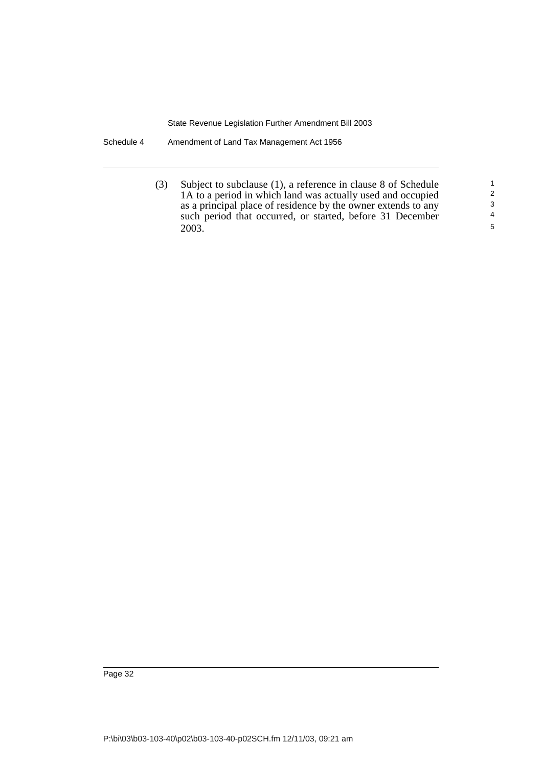(3) Subject to subclause (1), a reference in clause 8 of Schedule 1A to a period in which land was actually used and occupied as a principal place of residence by the owner extends to any such period that occurred, or started, before 31 December 2003.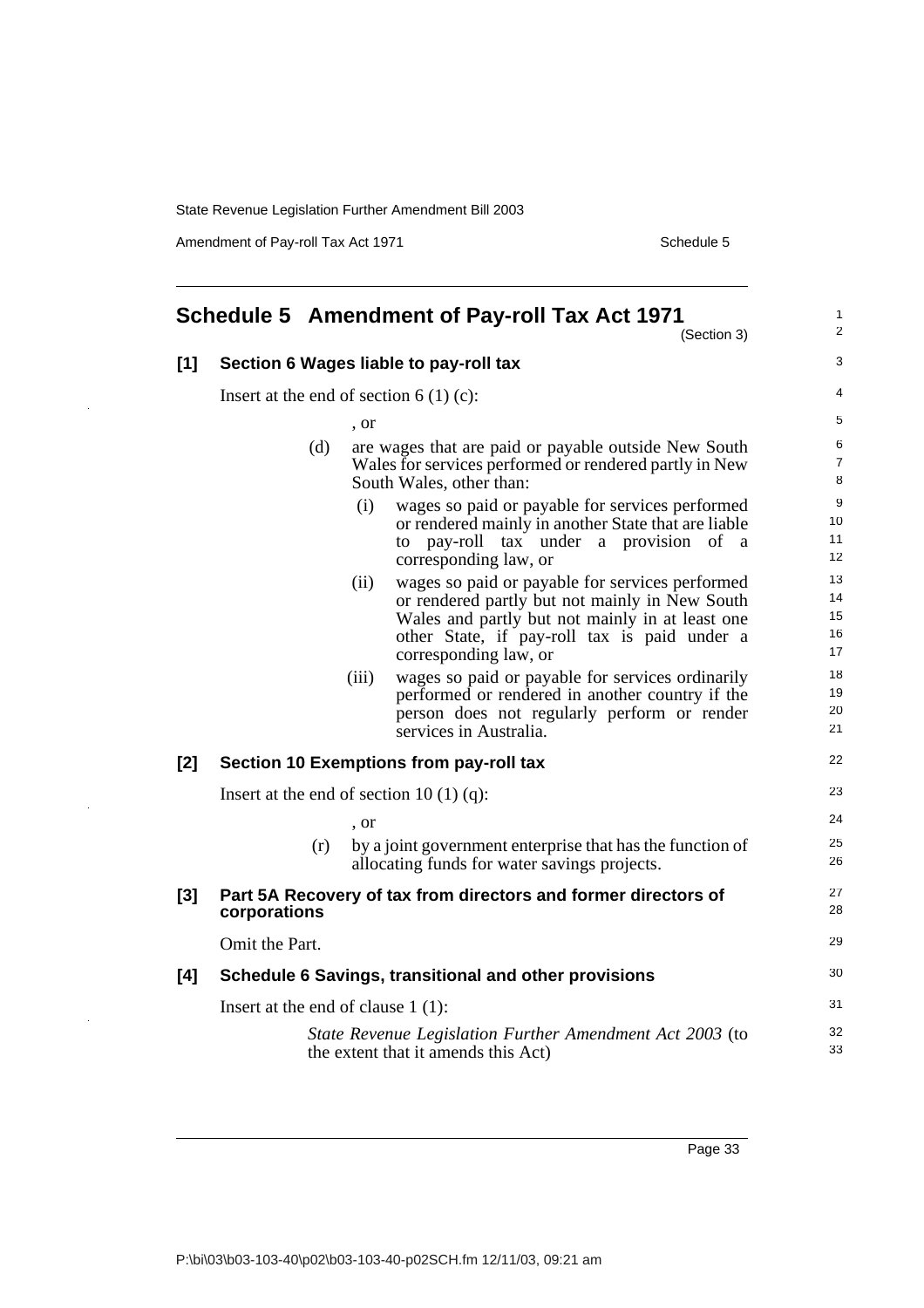## Schedule 5 Amendment of Pay-roll Tax Act 1971

(Section 3)

**[1] Section 6 Wages liable to pay-roll tax**

Insert at the end of section 6 (1) (c):

, or

(d) are wages that are paid or payable outside New South Wales for services performed or rendered partly in New South Wales, other than:

(i) wages so paid or payable for services performed or rendered mainly in another State that are liable to pay-roll tax under a provision of a corresponding law, or

(ii) wages so paid or payable for services performed or rendered partly but not mainly in New South Wales and partly but not mainly in at least one other State, if pay-roll tax is paid under a corresponding law, or

(iii) wages so paid or payable for services ordinarily performed or rendered in another country if the person does not regularly perform or render services in Australia.

**[2] Section 10 Exemptions from pay-roll tax**

Insert at the end of section 10 (1) (q):

, or

(r) by a joint government enterprise that has the function of allocating funds for water savings projects.

**[3] Part 5A Recovery of tax from directors and former directors of corporations**

Omit the Part.

**[4] Schedule 6 Savings, transitional and other provisions**

Insert at the end of clause 1 (1):

*State Revenue Legislation Further Amendment Act 2003* (to the extent that it amends this Act)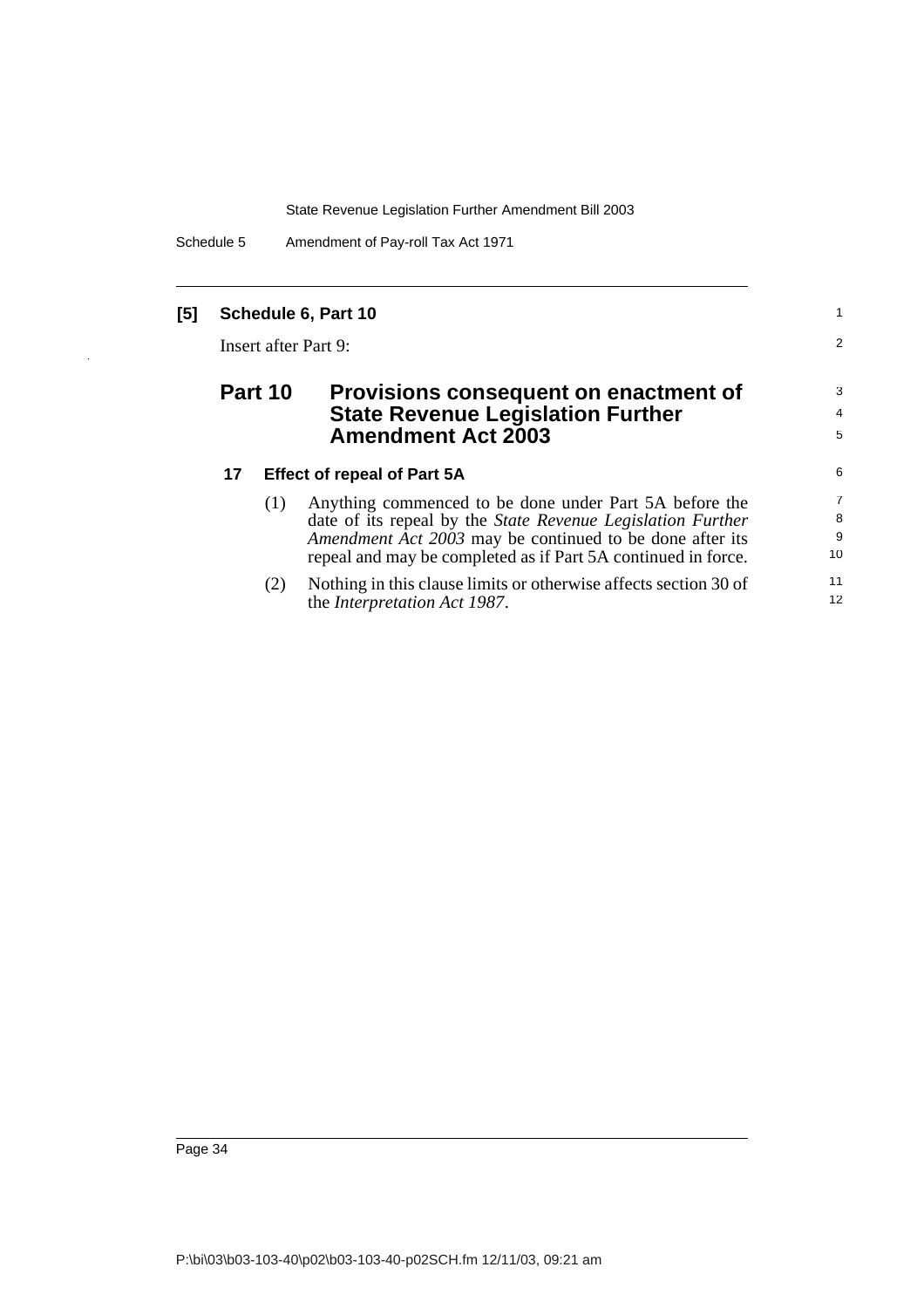**[5] Schedule 6, Part 10**

Insert after Part 9:

## Part 10 Provisions consequent on enactment of State Revenue Legislation Further Amendment Act 2003

### 17 Effect of repeal of Part 5A

(1) Anything commenced to be done under Part 5A before the date of its repeal by the *State Revenue Legislation Further Amendment Act 2003* may be continued to be done after its repeal and may be completed as if Part 5A continued in force.

(2) Nothing in this clause limits or otherwise affects section 30 of the *Interpretation Act 1987*.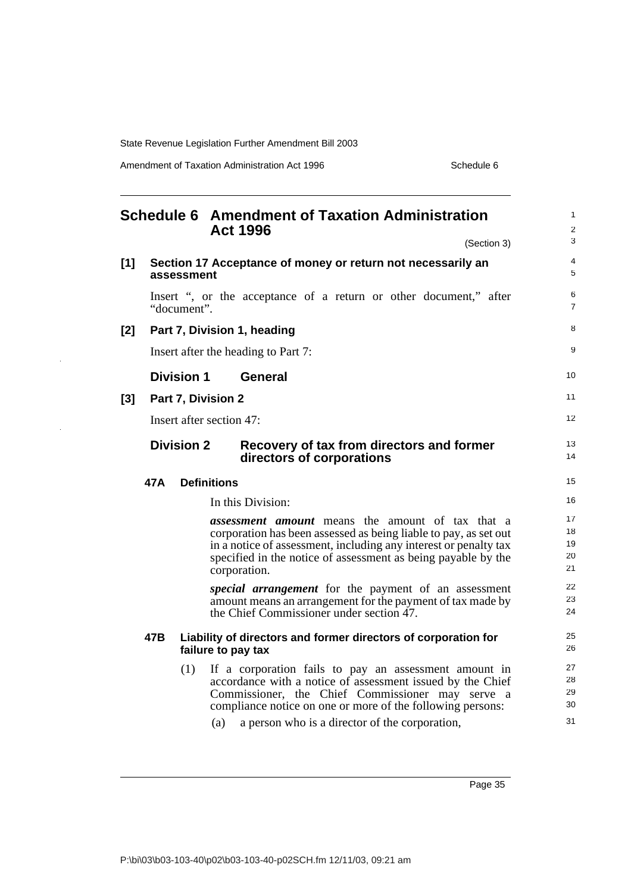# Schedule 6 Amendment of Taxation Administration Act 1996

(Section 3)

**[1] Section 17 Acceptance of money or return not necessarily an assessment**

Insert ", or the acceptance of a return or other document," after "document".

**[2] Part 7, Division 1, heading**

Insert after the heading to Part 7:

## Division 1 General

**[3] Part 7, Division 2**

Insert after section 47:

## Division 2 Recovery of tax from directors and former directors of corporations

### 47A Definitions

In this Division:

***assessment amount*** means the amount of tax that a corporation has been assessed as being liable to pay, as set out in a notice of assessment, including any interest or penalty tax specified in the notice of assessment as being payable by the corporation.

***special arrangement*** for the payment of an assessment amount means an arrangement for the payment of tax made by the Chief Commissioner under section 47.

### 47B Liability of directors and former directors of corporation for failure to pay tax

(1) If a corporation fails to pay an assessment amount in accordance with a notice of assessment issued by the Chief Commissioner, the Chief Commissioner may serve a compliance notice on one or more of the following persons:

(a) a person who is a director of the corporation,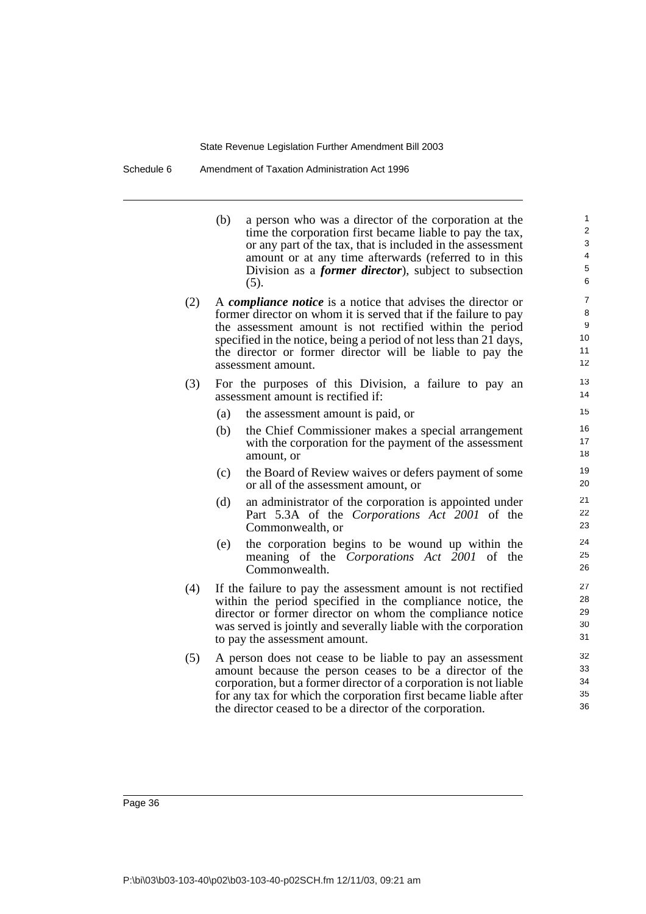(b) a person who was a director of the corporation at the time the corporation first became liable to pay the tax, or any part of the tax, that is included in the assessment amount or at any time afterwards (referred to in this Division as a ***former director***), subject to subsection (5).

(2) A ***compliance notice*** is a notice that advises the director or former director on whom it is served that if the failure to pay the assessment amount is not rectified within the period specified in the notice, being a period of not less than 21 days, the director or former director will be liable to pay the assessment amount.

(3) For the purposes of this Division, a failure to pay an assessment amount is rectified if:

(a) the assessment amount is paid, or

(b) the Chief Commissioner makes a special arrangement with the corporation for the payment of the assessment amount, or

(c) the Board of Review waives or defers payment of some or all of the assessment amount, or

(d) an administrator of the corporation is appointed under Part 5.3A of the *Corporations Act 2001* of the Commonwealth, or

(e) the corporation begins to be wound up within the meaning of the *Corporations Act 2001* of the Commonwealth.

(4) If the failure to pay the assessment amount is not rectified within the period specified in the compliance notice, the director or former director on whom the compliance notice was served is jointly and severally liable with the corporation to pay the assessment amount.

(5) A person does not cease to be liable to pay an assessment amount because the person ceases to be a director of the corporation, but a former director of a corporation is not liable for any tax for which the corporation first became liable after the director ceased to be a director of the corporation.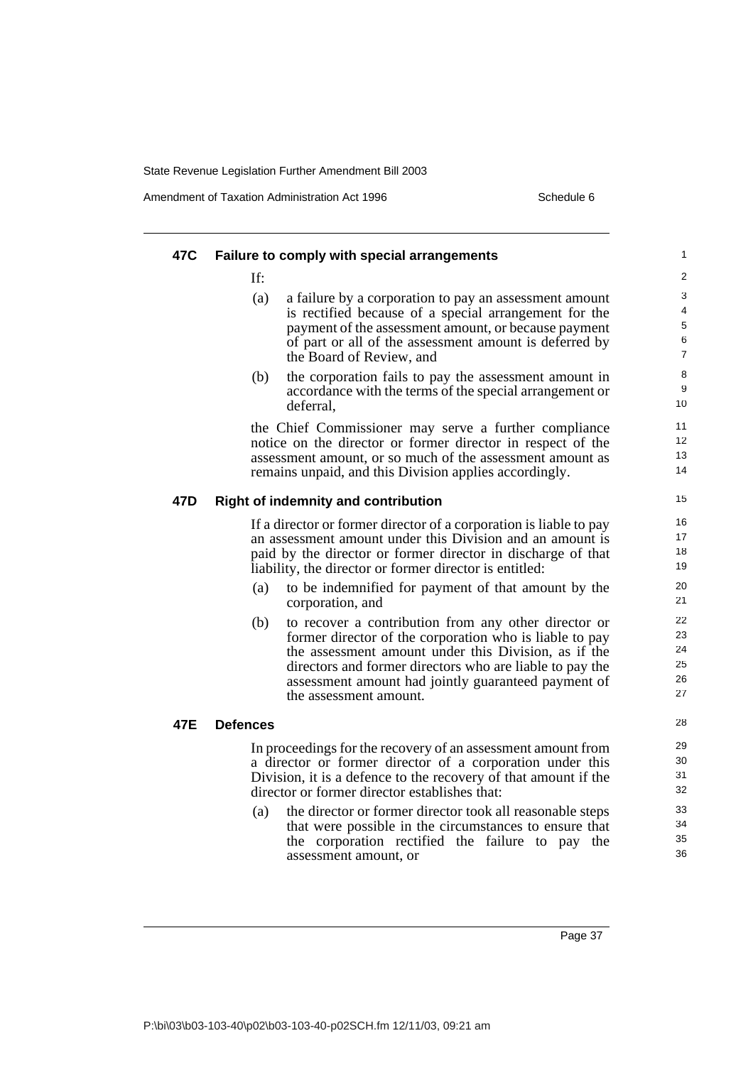### 47C Failure to comply with special arrangements

If:

(a) a failure by a corporation to pay an assessment amount is rectified because of a special arrangement for the payment of the assessment amount, or because payment of part or all of the assessment amount is deferred by the Board of Review, and

(b) the corporation fails to pay the assessment amount in accordance with the terms of the special arrangement or deferral,

the Chief Commissioner may serve a further compliance notice on the director or former director in respect of the assessment amount, or so much of the assessment amount as remains unpaid, and this Division applies accordingly.

### 47D Right of indemnity and contribution

If a director or former director of a corporation is liable to pay an assessment amount under this Division and an amount is paid by the director or former director in discharge of that liability, the director or former director is entitled:

(a) to be indemnified for payment of that amount by the corporation, and

(b) to recover a contribution from any other director or former director of the corporation who is liable to pay the assessment amount under this Division, as if the directors and former directors who are liable to pay the assessment amount had jointly guaranteed payment of the assessment amount.

### 47E Defences

In proceedings for the recovery of an assessment amount from a director or former director of a corporation under this Division, it is a defence to the recovery of that amount if the director or former director establishes that:

(a) the director or former director took all reasonable steps that were possible in the circumstances to ensure that the corporation rectified the failure to pay the assessment amount, or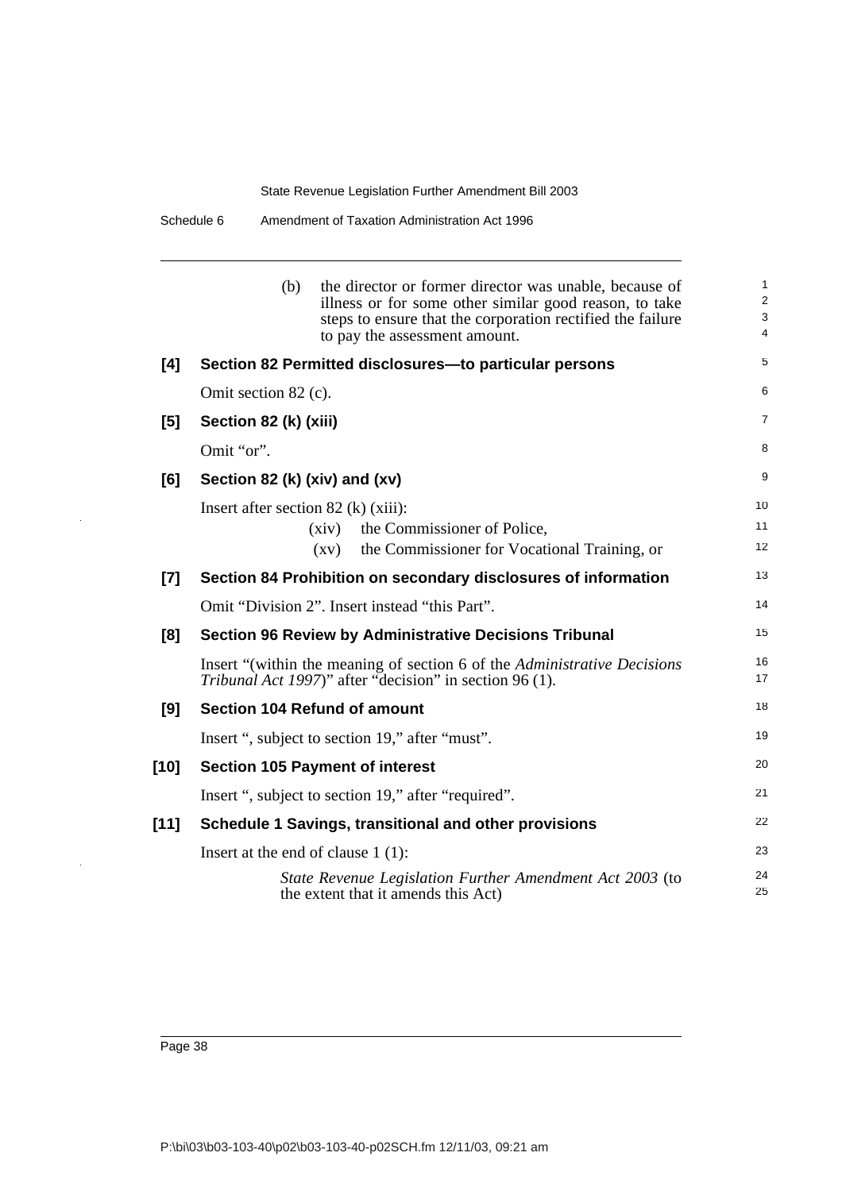(b) the director or former director was unable, because of illness or for some other similar good reason, to take steps to ensure that the corporation rectified the failure to pay the assessment amount.

### [4] Section 82 Permitted disclosures—to particular persons

Omit section 82 (c).

### [5] Section 82 (k) (xiii)

Omit "or".

### [6] Section 82 (k) (xiv) and (xv)

Insert after section 82 (k) (xiii):

(xiv) the Commissioner of Police,

(xv) the Commissioner for Vocational Training, or

### [7] Section 84 Prohibition on secondary disclosures of information

Omit "Division 2". Insert instead "this Part".

### [8] Section 96 Review by Administrative Decisions Tribunal

Insert "(within the meaning of section 6 of the *Administrative Decisions Tribunal Act 1997*)" after "decision" in section 96 (1).

### [9] Section 104 Refund of amount

Insert ", subject to section 19," after "must".

### [10] Section 105 Payment of interest

Insert ", subject to section 19," after "required".

### [11] Schedule 1 Savings, transitional and other provisions

Insert at the end of clause 1 (1):

*State Revenue Legislation Further Amendment Act 2003* (to the extent that it amends this Act)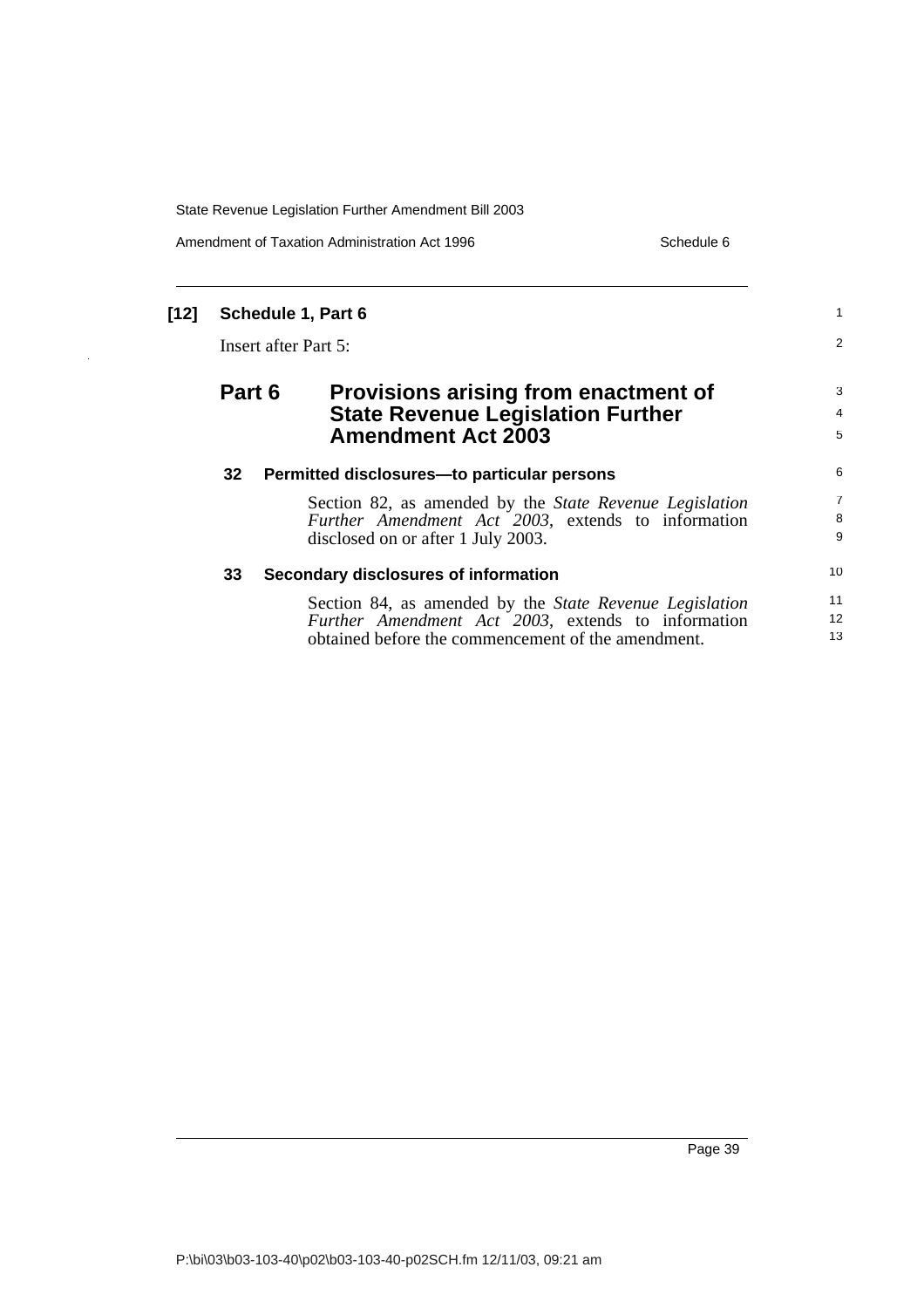**[12] Schedule 1, Part 6**

Insert after Part 5:

## Part 6 Provisions arising from enactment of State Revenue Legislation Further Amendment Act 2003

### 32 Permitted disclosures—to particular persons

Section 82, as amended by the *State Revenue Legislation Further Amendment Act 2003*, extends to information disclosed on or after 1 July 2003.

### 33 Secondary disclosures of information

Section 84, as amended by the *State Revenue Legislation Further Amendment Act 2003*, extends to information obtained before the commencement of the amendment.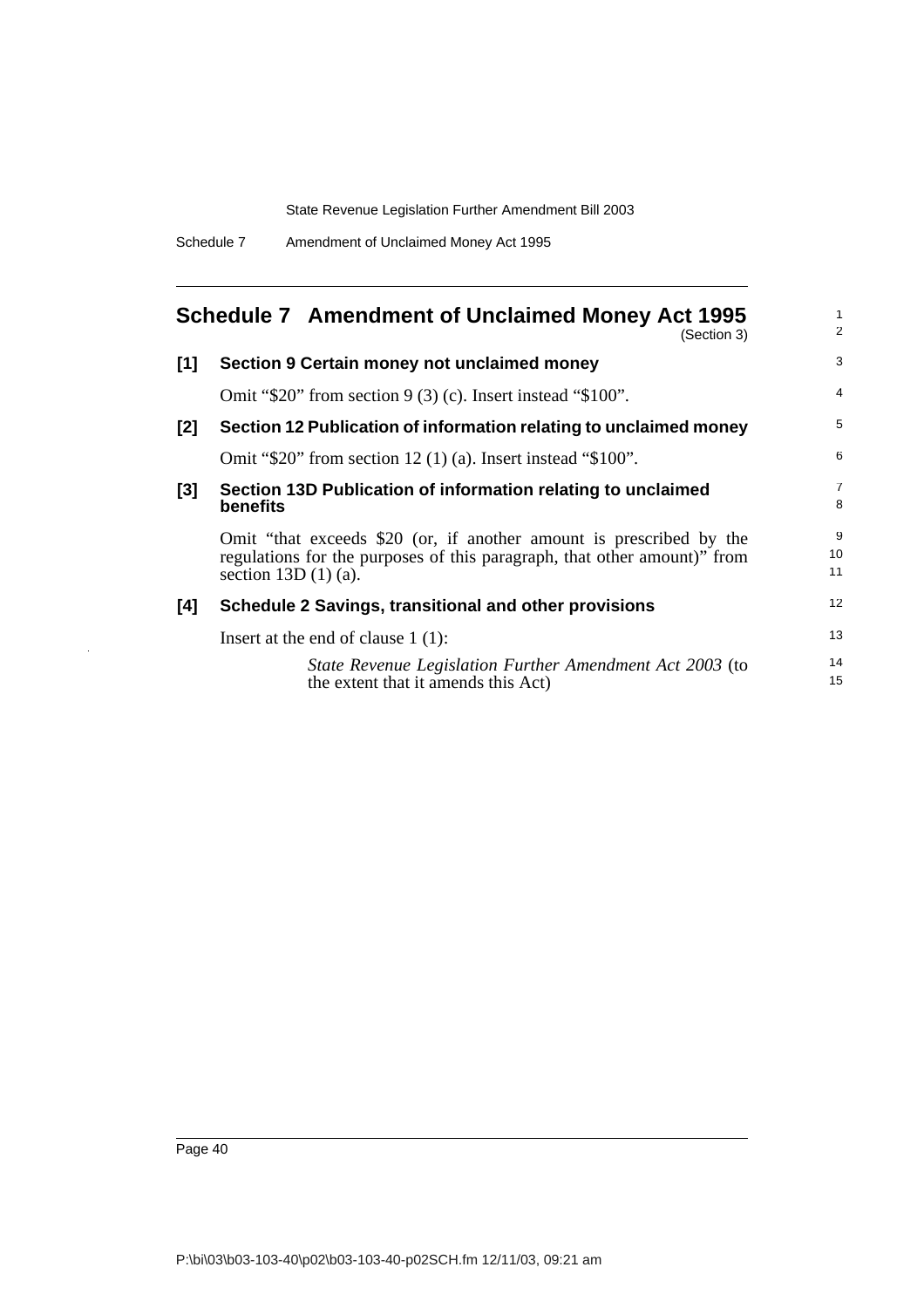# Schedule 7 Amendment of Unclaimed Money Act 1995

(Section 3)

**[1] Section 9 Certain money not unclaimed money**

Omit "$20" from section 9 (3) (c). Insert instead "$100".

**[2] Section 12 Publication of information relating to unclaimed money**

Omit "$20" from section 12 (1) (a). Insert instead "$100".

**[3] Section 13D Publication of information relating to unclaimed benefits**

Omit "that exceeds $20 (or, if another amount is prescribed by the regulations for the purposes of this paragraph, that other amount)" from section 13D (1) (a).

**[4] Schedule 2 Savings, transitional and other provisions**

Insert at the end of clause 1 (1):

> *State Revenue Legislation Further Amendment Act 2003* (to the extent that it amends this Act)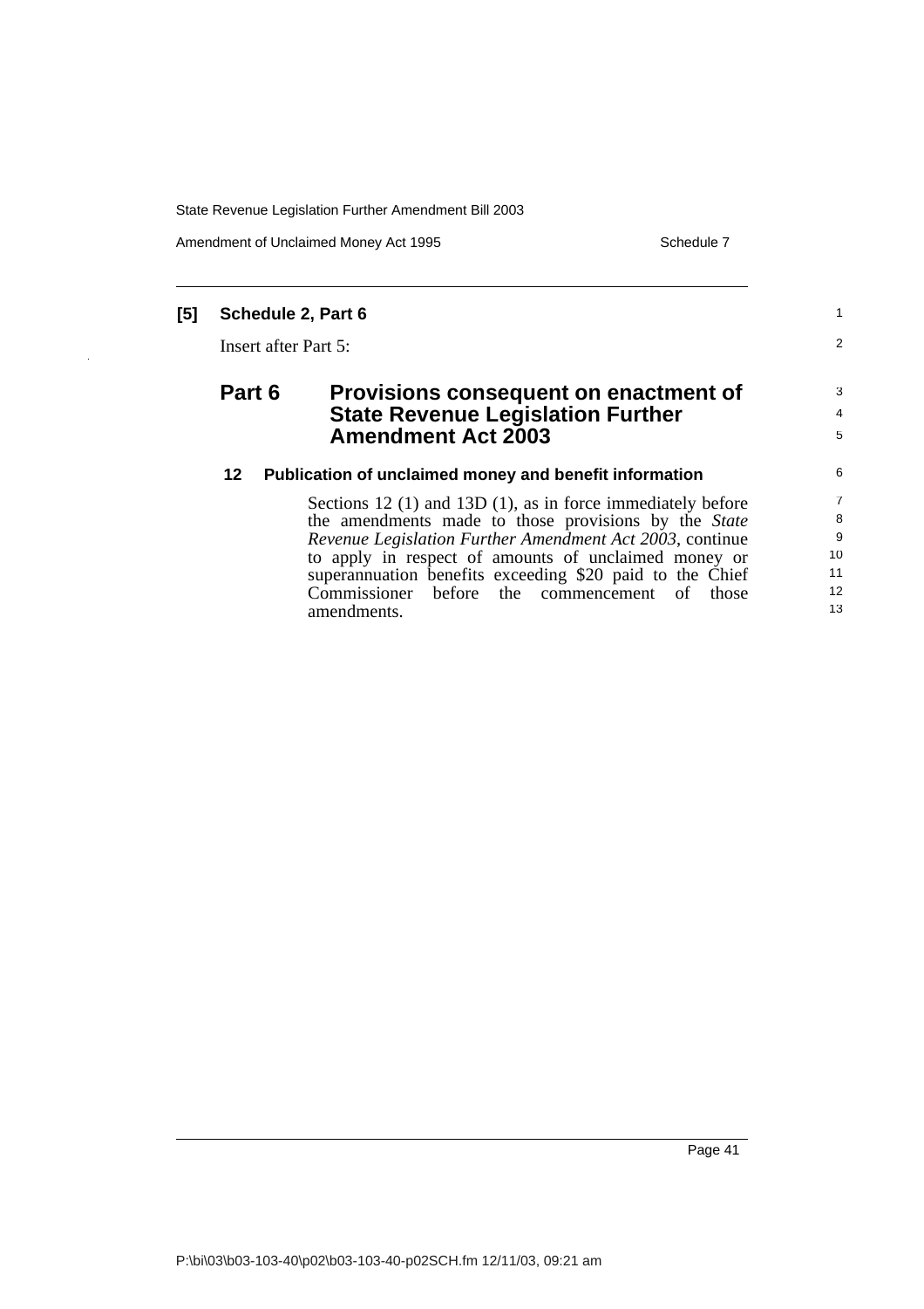**[5] Schedule 2, Part 6**

Insert after Part 5:

## Part 6 Provisions consequent on enactment of State Revenue Legislation Further Amendment Act 2003

### 12 Publication of unclaimed money and benefit information

Sections 12 (1) and 13D (1), as in force immediately before the amendments made to those provisions by the *State Revenue Legislation Further Amendment Act 2003*, continue to apply in respect of amounts of unclaimed money or superannuation benefits exceeding $20 paid to the Chief Commissioner before the commencement of those amendments.